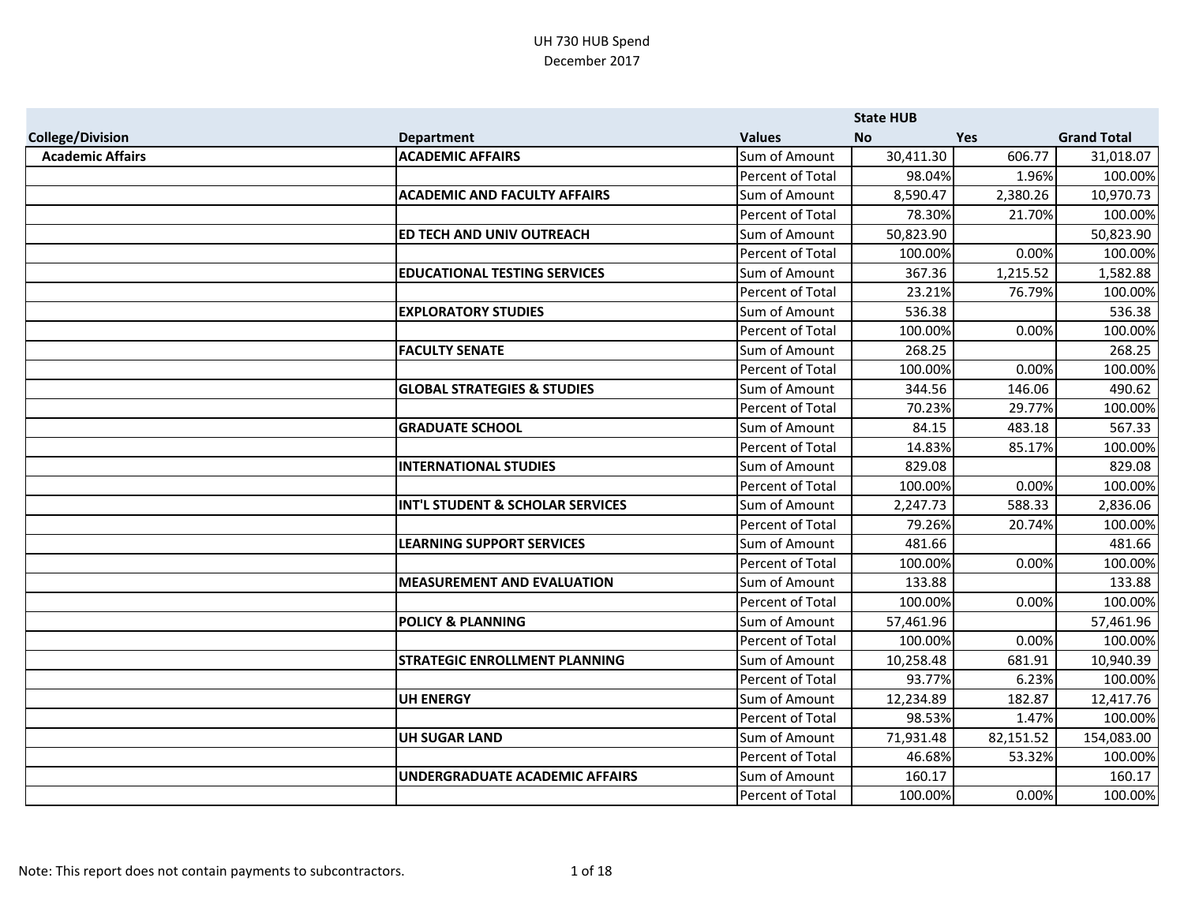# UH 730 HUB Spend
## December 2017

| College/Division | Department | Values | State HUB No | Yes | Grand Total |
|---|---|---|---|---|---|
| **Academic Affairs** | **ACADEMIC AFFAIRS** | Sum of Amount | 30,411.30 | 606.77 | 31,018.07 |
| | | Percent of Total | 98.04% | 1.96% | 100.00% |
| | **ACADEMIC AND FACULTY AFFAIRS** | Sum of Amount | 8,590.47 | 2,380.26 | 10,970.73 |
| | | Percent of Total | 78.30% | 21.70% | 100.00% |
| | **ED TECH AND UNIV OUTREACH** | Sum of Amount | 50,823.90 | | 50,823.90 |
| | | Percent of Total | 100.00% | 0.00% | 100.00% |
| | **EDUCATIONAL TESTING SERVICES** | Sum of Amount | 367.36 | 1,215.52 | 1,582.88 |
| | | Percent of Total | 23.21% | 76.79% | 100.00% |
| | **EXPLORATORY STUDIES** | Sum of Amount | 536.38 | | 536.38 |
| | | Percent of Total | 100.00% | 0.00% | 100.00% |
| | **FACULTY SENATE** | Sum of Amount | 268.25 | | 268.25 |
| | | Percent of Total | 100.00% | 0.00% | 100.00% |
| | **GLOBAL STRATEGIES & STUDIES** | Sum of Amount | 344.56 | 146.06 | 490.62 |
| | | Percent of Total | 70.23% | 29.77% | 100.00% |
| | **GRADUATE SCHOOL** | Sum of Amount | 84.15 | 483.18 | 567.33 |
| | | Percent of Total | 14.83% | 85.17% | 100.00% |
| | **INTERNATIONAL STUDIES** | Sum of Amount | 829.08 | | 829.08 |
| | | Percent of Total | 100.00% | 0.00% | 100.00% |
| | **INT'L STUDENT & SCHOLAR SERVICES** | Sum of Amount | 2,247.73 | 588.33 | 2,836.06 |
| | | Percent of Total | 79.26% | 20.74% | 100.00% |
| | **LEARNING SUPPORT SERVICES** | Sum of Amount | 481.66 | | 481.66 |
| | | Percent of Total | 100.00% | 0.00% | 100.00% |
| | **MEASUREMENT AND EVALUATION** | Sum of Amount | 133.88 | | 133.88 |
| | | Percent of Total | 100.00% | 0.00% | 100.00% |
| | **POLICY & PLANNING** | Sum of Amount | 57,461.96 | | 57,461.96 |
| | | Percent of Total | 100.00% | 0.00% | 100.00% |
| | **STRATEGIC ENROLLMENT PLANNING** | Sum of Amount | 10,258.48 | 681.91 | 10,940.39 |
| | | Percent of Total | 93.77% | 6.23% | 100.00% |
| | **UH ENERGY** | Sum of Amount | 12,234.89 | 182.87 | 12,417.76 |
| | | Percent of Total | 98.53% | 1.47% | 100.00% |
| | **UH SUGAR LAND** | Sum of Amount | 71,931.48 | 82,151.52 | 154,083.00 |
| | | Percent of Total | 46.68% | 53.32% | 100.00% |
| | **UNDERGRADUATE ACADEMIC AFFAIRS** | Sum of Amount | 160.17 | | 160.17 |
| | | Percent of Total | 100.00% | 0.00% | 100.00% |

Note: This report does not contain payments to subcontractors.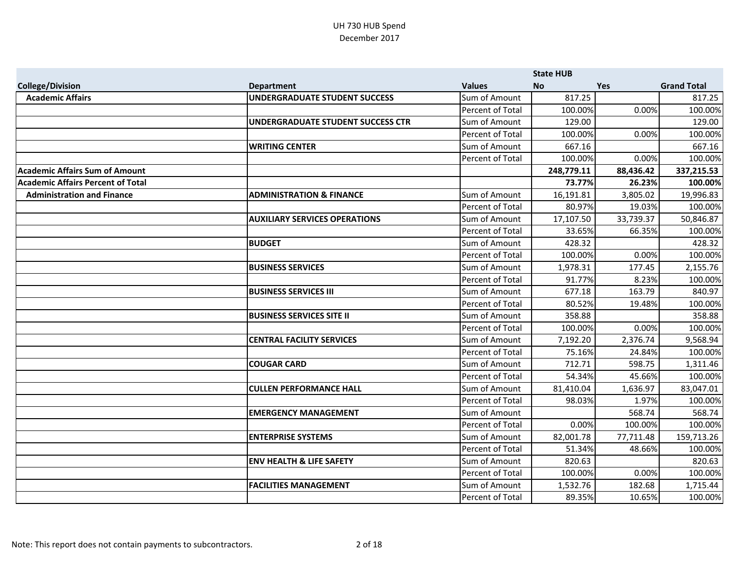UH 730 HUB Spend
December 2017

| College/Division | Department | Values | State HUB No | Yes | Grand Total |
|---|---|---|---|---|---|
| **Academic Affairs** | **UNDERGRADUATE STUDENT SUCCESS** | Sum of Amount | 817.25 | | 817.25 |
| | | Percent of Total | 100.00% | 0.00% | 100.00% |
| | **UNDERGRADUATE STUDENT SUCCESS CTR** | Sum of Amount | 129.00 | | 129.00 |
| | | Percent of Total | 100.00% | 0.00% | 100.00% |
| | **WRITING CENTER** | Sum of Amount | 667.16 | | 667.16 |
| | | Percent of Total | 100.00% | 0.00% | 100.00% |
| **Academic Affairs Sum of Amount** | | | **248,779.11** | **88,436.42** | **337,215.53** |
| **Academic Affairs Percent of Total** | | | **73.77%** | **26.23%** | **100.00%** |
| **Administration and Finance** | **ADMINISTRATION & FINANCE** | Sum of Amount | 16,191.81 | 3,805.02 | 19,996.83 |
| | | Percent of Total | 80.97% | 19.03% | 100.00% |
| | **AUXILIARY SERVICES OPERATIONS** | Sum of Amount | 17,107.50 | 33,739.37 | 50,846.87 |
| | | Percent of Total | 33.65% | 66.35% | 100.00% |
| | **BUDGET** | Sum of Amount | 428.32 | | 428.32 |
| | | Percent of Total | 100.00% | 0.00% | 100.00% |
| | **BUSINESS SERVICES** | Sum of Amount | 1,978.31 | 177.45 | 2,155.76 |
| | | Percent of Total | 91.77% | 8.23% | 100.00% |
| | **BUSINESS SERVICES III** | Sum of Amount | 677.18 | 163.79 | 840.97 |
| | | Percent of Total | 80.52% | 19.48% | 100.00% |
| | **BUSINESS SERVICES SITE II** | Sum of Amount | 358.88 | | 358.88 |
| | | Percent of Total | 100.00% | 0.00% | 100.00% |
| | **CENTRAL FACILITY SERVICES** | Sum of Amount | 7,192.20 | 2,376.74 | 9,568.94 |
| | | Percent of Total | 75.16% | 24.84% | 100.00% |
| | **COUGAR CARD** | Sum of Amount | 712.71 | 598.75 | 1,311.46 |
| | | Percent of Total | 54.34% | 45.66% | 100.00% |
| | **CULLEN PERFORMANCE HALL** | Sum of Amount | 81,410.04 | 1,636.97 | 83,047.01 |
| | | Percent of Total | 98.03% | 1.97% | 100.00% |
| | **EMERGENCY MANAGEMENT** | Sum of Amount | | 568.74 | 568.74 |
| | | Percent of Total | 0.00% | 100.00% | 100.00% |
| | **ENTERPRISE SYSTEMS** | Sum of Amount | 82,001.78 | 77,711.48 | 159,713.26 |
| | | Percent of Total | 51.34% | 48.66% | 100.00% |
| | **ENV HEALTH & LIFE SAFETY** | Sum of Amount | 820.63 | | 820.63 |
| | | Percent of Total | 100.00% | 0.00% | 100.00% |
| | **FACILITIES MANAGEMENT** | Sum of Amount | 1,532.76 | 182.68 | 1,715.44 |
| | | Percent of Total | 89.35% | 10.65% | 100.00% |

Note: This report does not contain payments to subcontractors.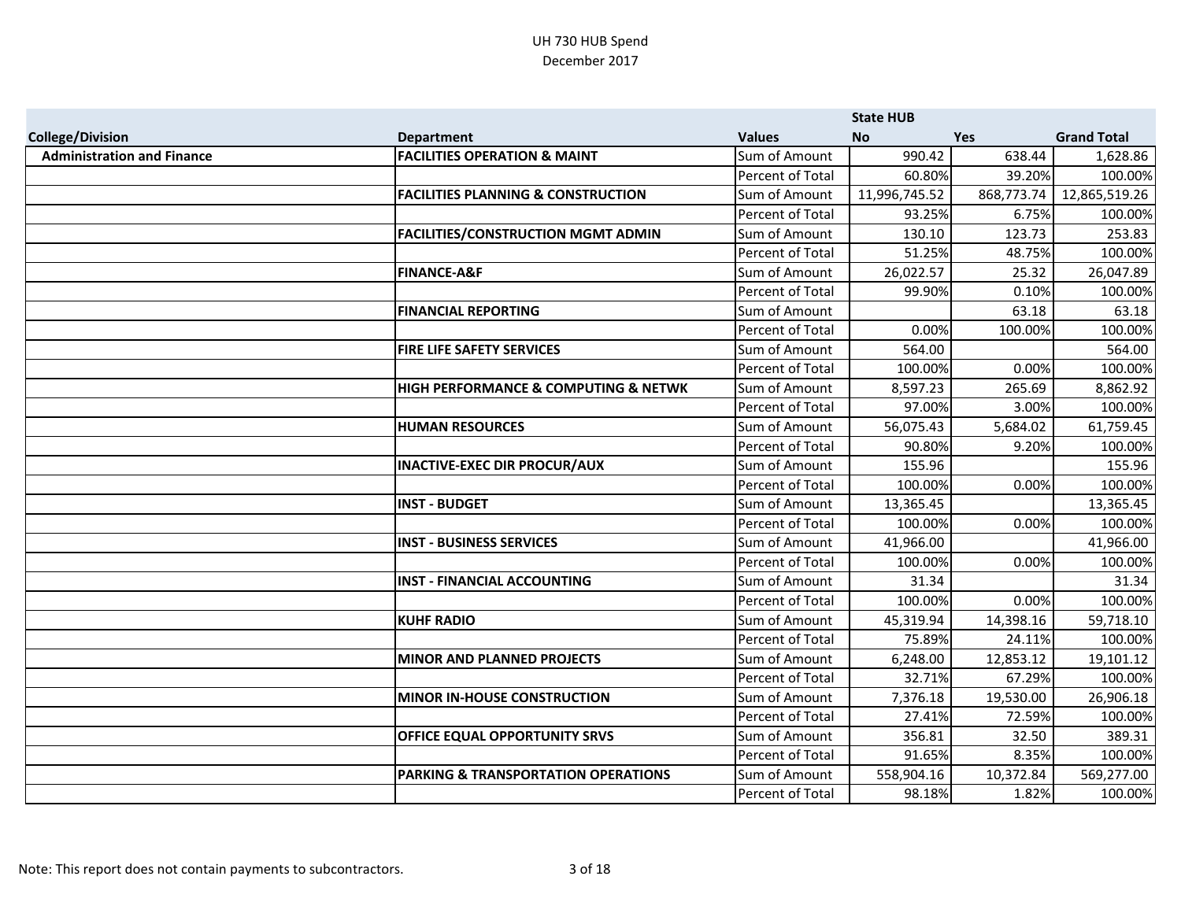UH 730 HUB Spend
December 2017

| College/Division | Department | Values | State HUB No | Yes | Grand Total |
|---|---|---|---|---|---|
| **Administration and Finance** | **FACILITIES OPERATION & MAINT** | Sum of Amount | 990.42 | 638.44 | 1,628.86 |
| | | Percent of Total | 60.80% | 39.20% | 100.00% |
| | **FACILITIES PLANNING & CONSTRUCTION** | Sum of Amount | 11,996,745.52 | 868,773.74 | 12,865,519.26 |
| | | Percent of Total | 93.25% | 6.75% | 100.00% |
| | **FACILITIES/CONSTRUCTION MGMT ADMIN** | Sum of Amount | 130.10 | 123.73 | 253.83 |
| | | Percent of Total | 51.25% | 48.75% | 100.00% |
| | **FINANCE-A&F** | Sum of Amount | 26,022.57 | 25.32 | 26,047.89 |
| | | Percent of Total | 99.90% | 0.10% | 100.00% |
| | **FINANCIAL REPORTING** | Sum of Amount | | 63.18 | 63.18 |
| | | Percent of Total | 0.00% | 100.00% | 100.00% |
| | **FIRE LIFE SAFETY SERVICES** | Sum of Amount | 564.00 | | 564.00 |
| | | Percent of Total | 100.00% | 0.00% | 100.00% |
| | **HIGH PERFORMANCE & COMPUTING & NETWK** | Sum of Amount | 8,597.23 | 265.69 | 8,862.92 |
| | | Percent of Total | 97.00% | 3.00% | 100.00% |
| | **HUMAN RESOURCES** | Sum of Amount | 56,075.43 | 5,684.02 | 61,759.45 |
| | | Percent of Total | 90.80% | 9.20% | 100.00% |
| | **INACTIVE-EXEC DIR PROCUR/AUX** | Sum of Amount | 155.96 | | 155.96 |
| | | Percent of Total | 100.00% | 0.00% | 100.00% |
| | **INST - BUDGET** | Sum of Amount | 13,365.45 | | 13,365.45 |
| | | Percent of Total | 100.00% | 0.00% | 100.00% |
| | **INST - BUSINESS SERVICES** | Sum of Amount | 41,966.00 | | 41,966.00 |
| | | Percent of Total | 100.00% | 0.00% | 100.00% |
| | **INST - FINANCIAL ACCOUNTING** | Sum of Amount | 31.34 | | 31.34 |
| | | Percent of Total | 100.00% | 0.00% | 100.00% |
| | **KUHF RADIO** | Sum of Amount | 45,319.94 | 14,398.16 | 59,718.10 |
| | | Percent of Total | 75.89% | 24.11% | 100.00% |
| | **MINOR AND PLANNED PROJECTS** | Sum of Amount | 6,248.00 | 12,853.12 | 19,101.12 |
| | | Percent of Total | 32.71% | 67.29% | 100.00% |
| | **MINOR IN-HOUSE CONSTRUCTION** | Sum of Amount | 7,376.18 | 19,530.00 | 26,906.18 |
| | | Percent of Total | 27.41% | 72.59% | 100.00% |
| | **OFFICE EQUAL OPPORTUNITY SRVS** | Sum of Amount | 356.81 | 32.50 | 389.31 |
| | | Percent of Total | 91.65% | 8.35% | 100.00% |
| | **PARKING & TRANSPORTATION OPERATIONS** | Sum of Amount | 558,904.16 | 10,372.84 | 569,277.00 |
| | | Percent of Total | 98.18% | 1.82% | 100.00% |

Note: This report does not contain payments to subcontractors.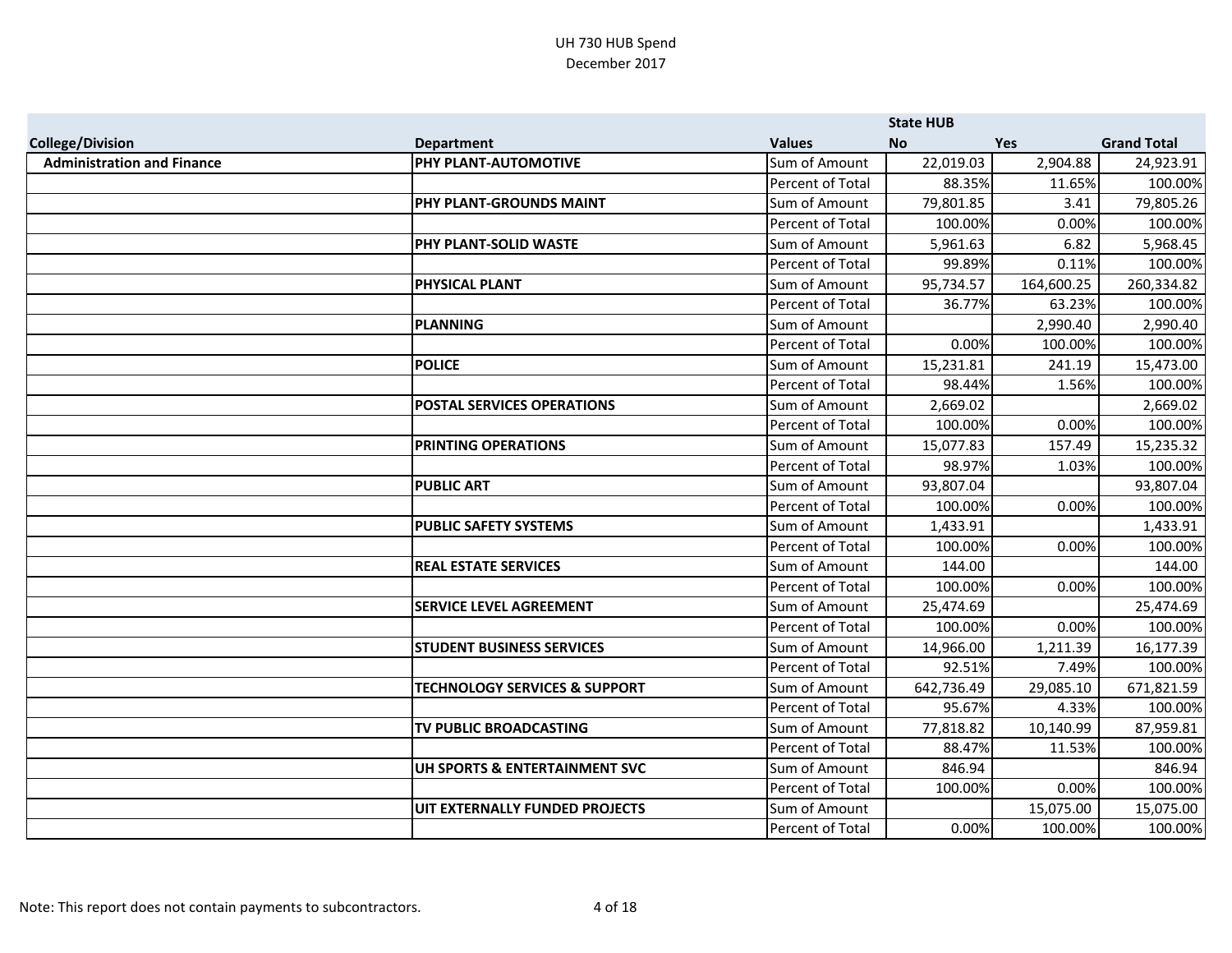UH 730 HUB Spend
December 2017

| College/Division | Department | Values | State HUB No | Yes | Grand Total |
|---|---|---|---|---|---|
| **Administration and Finance** | **PHY PLANT-AUTOMOTIVE** | Sum of Amount | 22,019.03 | 2,904.88 | 24,923.91 |
| | | Percent of Total | 88.35% | 11.65% | 100.00% |
| | **PHY PLANT-GROUNDS MAINT** | Sum of Amount | 79,801.85 | 3.41 | 79,805.26 |
| | | Percent of Total | 100.00% | 0.00% | 100.00% |
| | **PHY PLANT-SOLID WASTE** | Sum of Amount | 5,961.63 | 6.82 | 5,968.45 |
| | | Percent of Total | 99.89% | 0.11% | 100.00% |
| | **PHYSICAL PLANT** | Sum of Amount | 95,734.57 | 164,600.25 | 260,334.82 |
| | | Percent of Total | 36.77% | 63.23% | 100.00% |
| | **PLANNING** | Sum of Amount | | 2,990.40 | 2,990.40 |
| | | Percent of Total | 0.00% | 100.00% | 100.00% |
| | **POLICE** | Sum of Amount | 15,231.81 | 241.19 | 15,473.00 |
| | | Percent of Total | 98.44% | 1.56% | 100.00% |
| | **POSTAL SERVICES OPERATIONS** | Sum of Amount | 2,669.02 | | 2,669.02 |
| | | Percent of Total | 100.00% | 0.00% | 100.00% |
| | **PRINTING OPERATIONS** | Sum of Amount | 15,077.83 | 157.49 | 15,235.32 |
| | | Percent of Total | 98.97% | 1.03% | 100.00% |
| | **PUBLIC ART** | Sum of Amount | 93,807.04 | | 93,807.04 |
| | | Percent of Total | 100.00% | 0.00% | 100.00% |
| | **PUBLIC SAFETY SYSTEMS** | Sum of Amount | 1,433.91 | | 1,433.91 |
| | | Percent of Total | 100.00% | 0.00% | 100.00% |
| | **REAL ESTATE SERVICES** | Sum of Amount | 144.00 | | 144.00 |
| | | Percent of Total | 100.00% | 0.00% | 100.00% |
| | **SERVICE LEVEL AGREEMENT** | Sum of Amount | 25,474.69 | | 25,474.69 |
| | | Percent of Total | 100.00% | 0.00% | 100.00% |
| | **STUDENT BUSINESS SERVICES** | Sum of Amount | 14,966.00 | 1,211.39 | 16,177.39 |
| | | Percent of Total | 92.51% | 7.49% | 100.00% |
| | **TECHNOLOGY SERVICES & SUPPORT** | Sum of Amount | 642,736.49 | 29,085.10 | 671,821.59 |
| | | Percent of Total | 95.67% | 4.33% | 100.00% |
| | **TV PUBLIC BROADCASTING** | Sum of Amount | 77,818.82 | 10,140.99 | 87,959.81 |
| | | Percent of Total | 88.47% | 11.53% | 100.00% |
| | **UH SPORTS & ENTERTAINMENT SVC** | Sum of Amount | 846.94 | | 846.94 |
| | | Percent of Total | 100.00% | 0.00% | 100.00% |
| | **UIT EXTERNALLY FUNDED PROJECTS** | Sum of Amount | | 15,075.00 | 15,075.00 |
| | | Percent of Total | 0.00% | 100.00% | 100.00% |

Note: This report does not contain payments to subcontractors.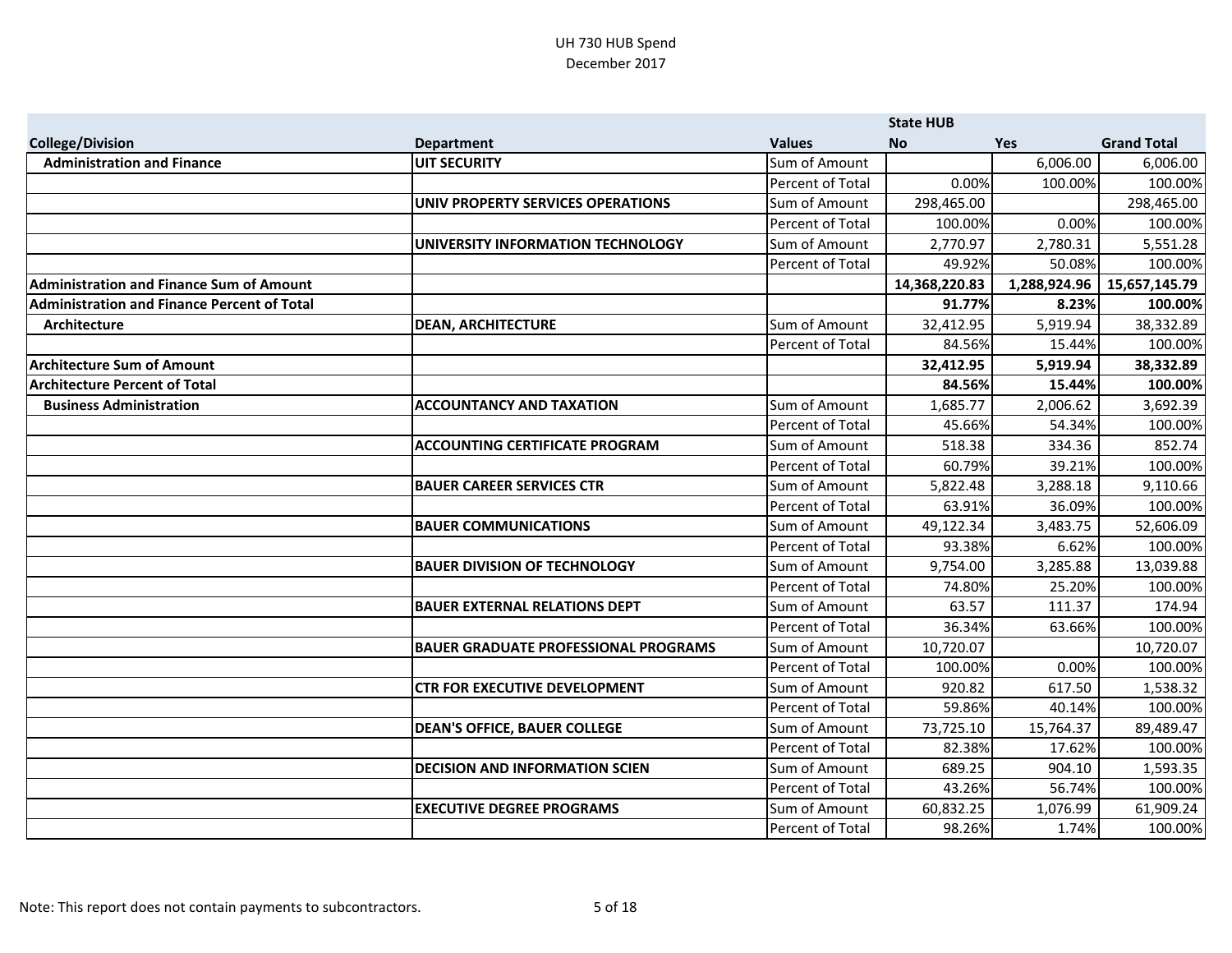UH 730 HUB Spend
December 2017

| College/Division | Department | Values | State HUB No | Yes | Grand Total |
|---|---|---|---|---|---|
| **Administration and Finance** | **UIT SECURITY** | Sum of Amount | | 6,006.00 | 6,006.00 |
| | | Percent of Total | 0.00% | 100.00% | 100.00% |
| | **UNIV PROPERTY SERVICES OPERATIONS** | Sum of Amount | 298,465.00 | | 298,465.00 |
| | | Percent of Total | 100.00% | 0.00% | 100.00% |
| | **UNIVERSITY INFORMATION TECHNOLOGY** | Sum of Amount | 2,770.97 | 2,780.31 | 5,551.28 |
| | | Percent of Total | 49.92% | 50.08% | 100.00% |
| **Administration and Finance Sum of Amount** | | | **14,368,220.83** | **1,288,924.96** | **15,657,145.79** |
| **Administration and Finance Percent of Total** | | | **91.77%** | **8.23%** | **100.00%** |
| **Architecture** | **DEAN, ARCHITECTURE** | Sum of Amount | 32,412.95 | 5,919.94 | 38,332.89 |
| | | Percent of Total | 84.56% | 15.44% | 100.00% |
| **Architecture Sum of Amount** | | | **32,412.95** | **5,919.94** | **38,332.89** |
| **Architecture Percent of Total** | | | **84.56%** | **15.44%** | **100.00%** |
| **Business Administration** | **ACCOUNTANCY AND TAXATION** | Sum of Amount | 1,685.77 | 2,006.62 | 3,692.39 |
| | | Percent of Total | 45.66% | 54.34% | 100.00% |
| | **ACCOUNTING CERTIFICATE PROGRAM** | Sum of Amount | 518.38 | 334.36 | 852.74 |
| | | Percent of Total | 60.79% | 39.21% | 100.00% |
| | **BAUER CAREER SERVICES CTR** | Sum of Amount | 5,822.48 | 3,288.18 | 9,110.66 |
| | | Percent of Total | 63.91% | 36.09% | 100.00% |
| | **BAUER COMMUNICATIONS** | Sum of Amount | 49,122.34 | 3,483.75 | 52,606.09 |
| | | Percent of Total | 93.38% | 6.62% | 100.00% |
| | **BAUER DIVISION OF TECHNOLOGY** | Sum of Amount | 9,754.00 | 3,285.88 | 13,039.88 |
| | | Percent of Total | 74.80% | 25.20% | 100.00% |
| | **BAUER EXTERNAL RELATIONS DEPT** | Sum of Amount | 63.57 | 111.37 | 174.94 |
| | | Percent of Total | 36.34% | 63.66% | 100.00% |
| | **BAUER GRADUATE PROFESSIONAL PROGRAMS** | Sum of Amount | 10,720.07 | | 10,720.07 |
| | | Percent of Total | 100.00% | 0.00% | 100.00% |
| | **CTR FOR EXECUTIVE DEVELOPMENT** | Sum of Amount | 920.82 | 617.50 | 1,538.32 |
| | | Percent of Total | 59.86% | 40.14% | 100.00% |
| | **DEAN'S OFFICE, BAUER COLLEGE** | Sum of Amount | 73,725.10 | 15,764.37 | 89,489.47 |
| | | Percent of Total | 82.38% | 17.62% | 100.00% |
| | **DECISION AND INFORMATION SCIEN** | Sum of Amount | 689.25 | 904.10 | 1,593.35 |
| | | Percent of Total | 43.26% | 56.74% | 100.00% |
| | **EXECUTIVE DEGREE PROGRAMS** | Sum of Amount | 60,832.25 | 1,076.99 | 61,909.24 |
| | | Percent of Total | 98.26% | 1.74% | 100.00% |

Note: This report does not contain payments to subcontractors.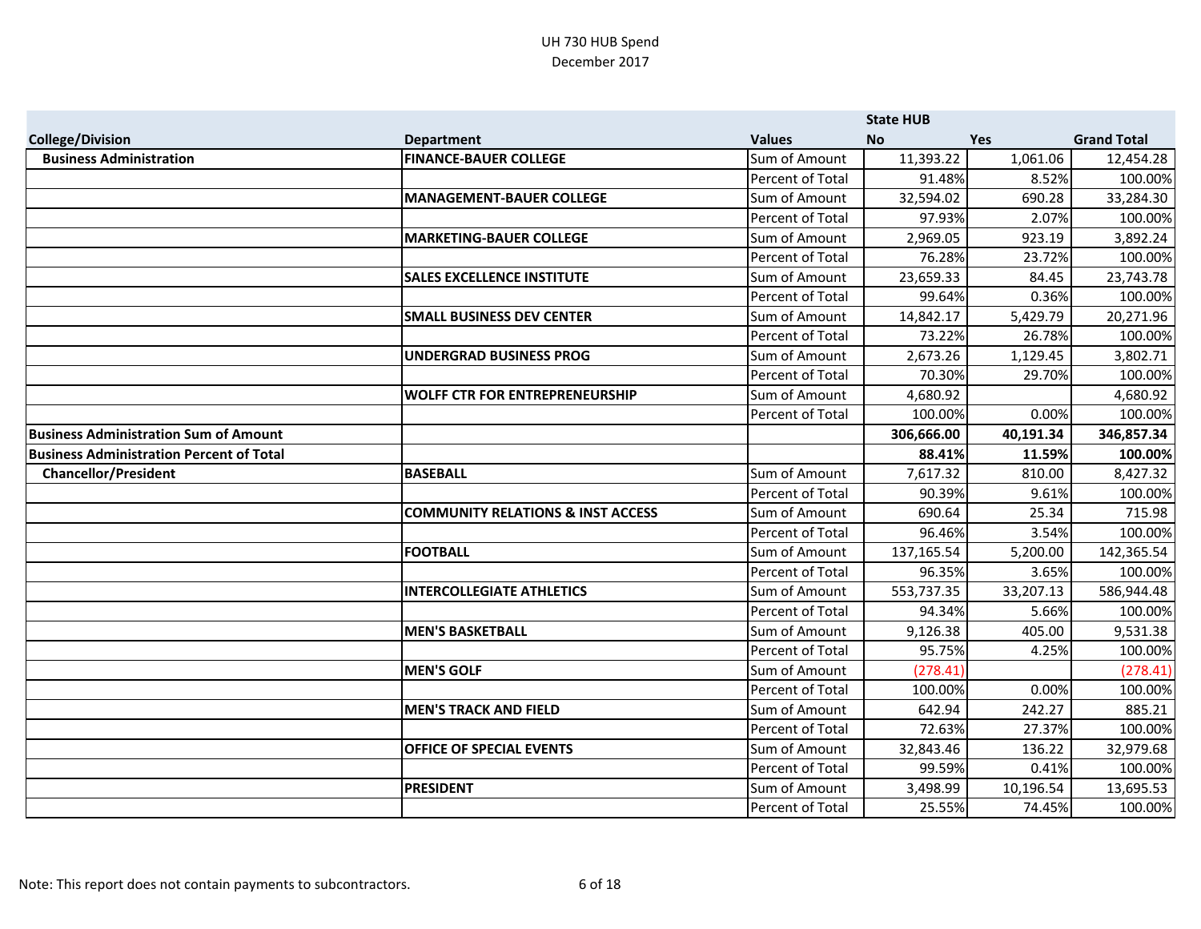UH 730 HUB Spend
December 2017

| College/Division | Department | Values | State HUB No | Yes | Grand Total |
|---|---|---|---|---|---|
| **Business Administration** | **FINANCE-BAUER COLLEGE** | Sum of Amount | 11,393.22 | 1,061.06 | 12,454.28 |
| | | Percent of Total | 91.48% | 8.52% | 100.00% |
| | **MANAGEMENT-BAUER COLLEGE** | Sum of Amount | 32,594.02 | 690.28 | 33,284.30 |
| | | Percent of Total | 97.93% | 2.07% | 100.00% |
| | **MARKETING-BAUER COLLEGE** | Sum of Amount | 2,969.05 | 923.19 | 3,892.24 |
| | | Percent of Total | 76.28% | 23.72% | 100.00% |
| | **SALES EXCELLENCE INSTITUTE** | Sum of Amount | 23,659.33 | 84.45 | 23,743.78 |
| | | Percent of Total | 99.64% | 0.36% | 100.00% |
| | **SMALL BUSINESS DEV CENTER** | Sum of Amount | 14,842.17 | 5,429.79 | 20,271.96 |
| | | Percent of Total | 73.22% | 26.78% | 100.00% |
| | **UNDERGRAD BUSINESS PROG** | Sum of Amount | 2,673.26 | 1,129.45 | 3,802.71 |
| | | Percent of Total | 70.30% | 29.70% | 100.00% |
| | **WOLFF CTR FOR ENTREPRENEURSHIP** | Sum of Amount | 4,680.92 | | 4,680.92 |
| | | Percent of Total | 100.00% | 0.00% | 100.00% |
| **Business Administration Sum of Amount** | | | **306,666.00** | **40,191.34** | **346,857.34** |
| **Business Administration Percent of Total** | | | **88.41%** | **11.59%** | **100.00%** |
| **Chancellor/President** | **BASEBALL** | Sum of Amount | 7,617.32 | 810.00 | 8,427.32 |
| | | Percent of Total | 90.39% | 9.61% | 100.00% |
| | **COMMUNITY RELATIONS & INST ACCESS** | Sum of Amount | 690.64 | 25.34 | 715.98 |
| | | Percent of Total | 96.46% | 3.54% | 100.00% |
| | **FOOTBALL** | Sum of Amount | 137,165.54 | 5,200.00 | 142,365.54 |
| | | Percent of Total | 96.35% | 3.65% | 100.00% |
| | **INTERCOLLEGIATE ATHLETICS** | Sum of Amount | 553,737.35 | 33,207.13 | 586,944.48 |
| | | Percent of Total | 94.34% | 5.66% | 100.00% |
| | **MEN'S BASKETBALL** | Sum of Amount | 9,126.38 | 405.00 | 9,531.38 |
| | | Percent of Total | 95.75% | 4.25% | 100.00% |
| | **MEN'S GOLF** | Sum of Amount | (278.41) | | (278.41) |
| | | Percent of Total | 100.00% | 0.00% | 100.00% |
| | **MEN'S TRACK AND FIELD** | Sum of Amount | 642.94 | 242.27 | 885.21 |
| | | Percent of Total | 72.63% | 27.37% | 100.00% |
| | **OFFICE OF SPECIAL EVENTS** | Sum of Amount | 32,843.46 | 136.22 | 32,979.68 |
| | | Percent of Total | 99.59% | 0.41% | 100.00% |
| | **PRESIDENT** | Sum of Amount | 3,498.99 | 10,196.54 | 13,695.53 |
| | | Percent of Total | 25.55% | 74.45% | 100.00% |

Note: This report does not contain payments to subcontractors.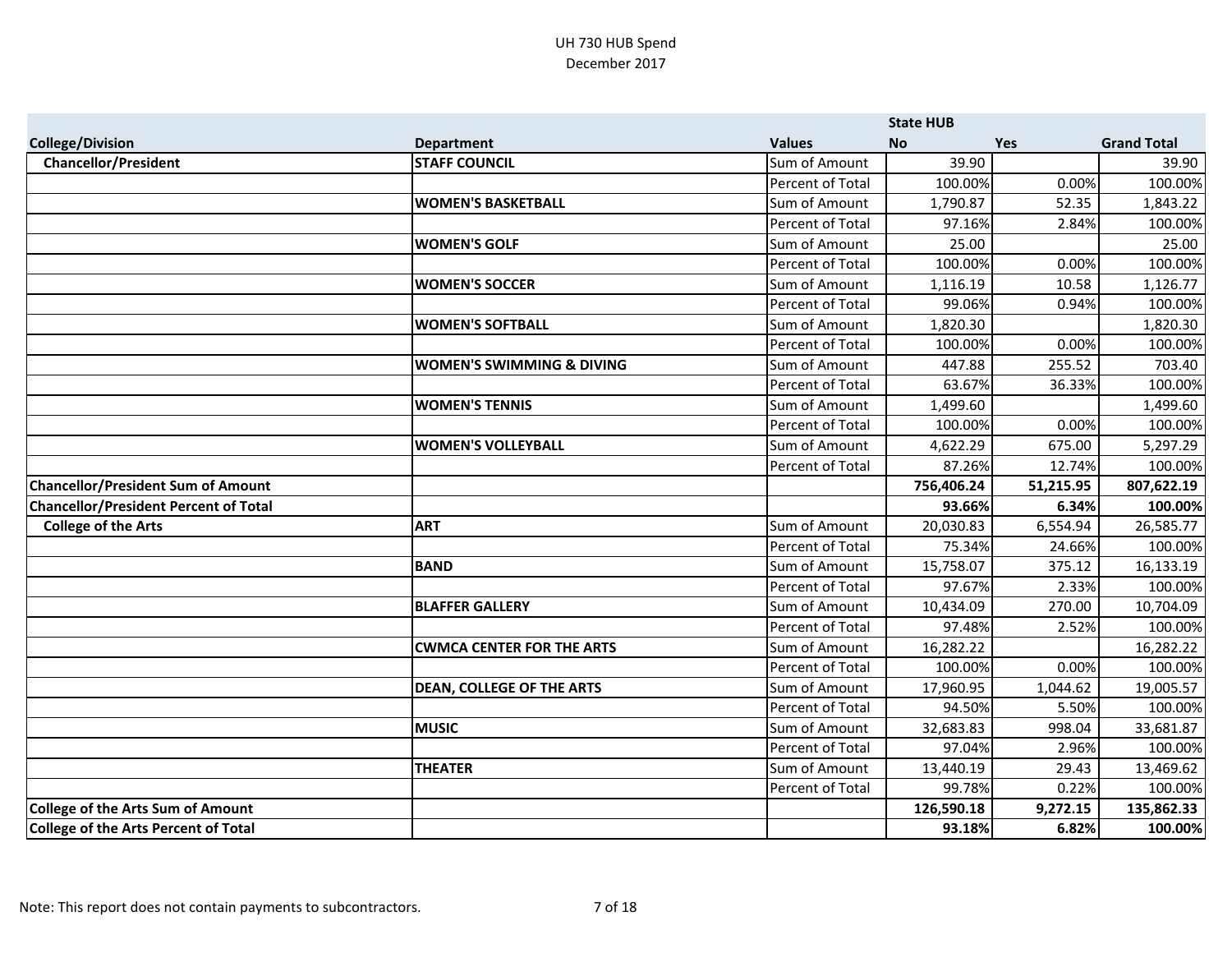UH 730 HUB Spend
December 2017

| College/Division | Department | Values | State HUB No | Yes | Grand Total |
|---|---|---|---|---|---|
| **Chancellor/President** | **STAFF COUNCIL** | Sum of Amount | 39.90 | | 39.90 |
| | | Percent of Total | 100.00% | 0.00% | 100.00% |
| | **WOMEN'S BASKETBALL** | Sum of Amount | 1,790.87 | 52.35 | 1,843.22 |
| | | Percent of Total | 97.16% | 2.84% | 100.00% |
| | **WOMEN'S GOLF** | Sum of Amount | 25.00 | | 25.00 |
| | | Percent of Total | 100.00% | 0.00% | 100.00% |
| | **WOMEN'S SOCCER** | Sum of Amount | 1,116.19 | 10.58 | 1,126.77 |
| | | Percent of Total | 99.06% | 0.94% | 100.00% |
| | **WOMEN'S SOFTBALL** | Sum of Amount | 1,820.30 | | 1,820.30 |
| | | Percent of Total | 100.00% | 0.00% | 100.00% |
| | **WOMEN'S SWIMMING & DIVING** | Sum of Amount | 447.88 | 255.52 | 703.40 |
| | | Percent of Total | 63.67% | 36.33% | 100.00% |
| | **WOMEN'S TENNIS** | Sum of Amount | 1,499.60 | | 1,499.60 |
| | | Percent of Total | 100.00% | 0.00% | 100.00% |
| | **WOMEN'S VOLLEYBALL** | Sum of Amount | 4,622.29 | 675.00 | 5,297.29 |
| | | Percent of Total | 87.26% | 12.74% | 100.00% |
| **Chancellor/President Sum of Amount** | | | **756,406.24** | **51,215.95** | **807,622.19** |
| **Chancellor/President Percent of Total** | | | **93.66%** | **6.34%** | **100.00%** |
| **College of the Arts** | **ART** | Sum of Amount | 20,030.83 | 6,554.94 | 26,585.77 |
| | | Percent of Total | 75.34% | 24.66% | 100.00% |
| | **BAND** | Sum of Amount | 15,758.07 | 375.12 | 16,133.19 |
| | | Percent of Total | 97.67% | 2.33% | 100.00% |
| | **BLAFFER GALLERY** | Sum of Amount | 10,434.09 | 270.00 | 10,704.09 |
| | | Percent of Total | 97.48% | 2.52% | 100.00% |
| | **CWMCA CENTER FOR THE ARTS** | Sum of Amount | 16,282.22 | | 16,282.22 |
| | | Percent of Total | 100.00% | 0.00% | 100.00% |
| | **DEAN, COLLEGE OF THE ARTS** | Sum of Amount | 17,960.95 | 1,044.62 | 19,005.57 |
| | | Percent of Total | 94.50% | 5.50% | 100.00% |
| | **MUSIC** | Sum of Amount | 32,683.83 | 998.04 | 33,681.87 |
| | | Percent of Total | 97.04% | 2.96% | 100.00% |
| | **THEATER** | Sum of Amount | 13,440.19 | 29.43 | 13,469.62 |
| | | Percent of Total | 99.78% | 0.22% | 100.00% |
| **College of the Arts Sum of Amount** | | | **126,590.18** | **9,272.15** | **135,862.33** |
| **College of the Arts Percent of Total** | | | **93.18%** | **6.82%** | **100.00%** |

Note: This report does not contain payments to subcontractors.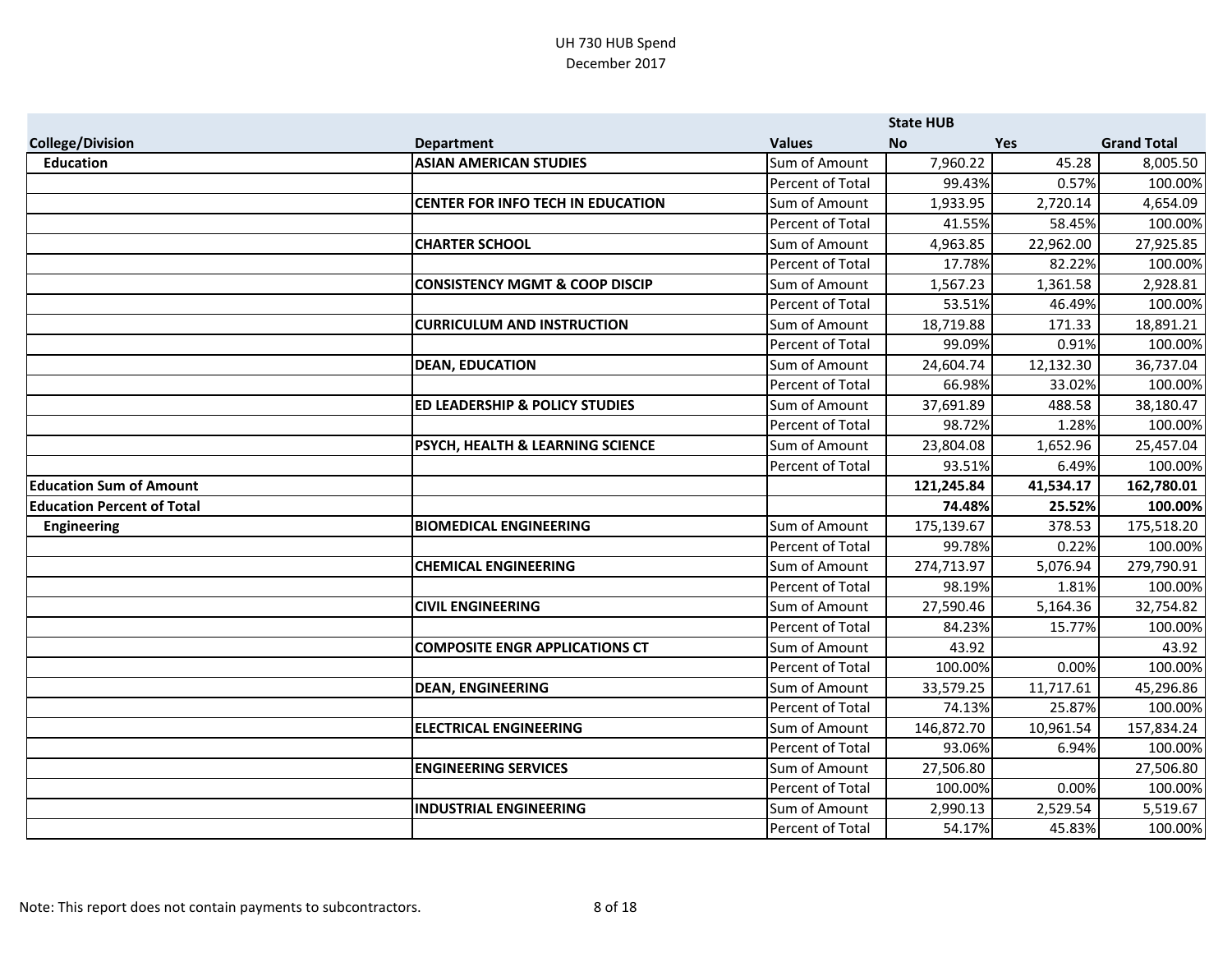UH 730 HUB Spend
December 2017

| College/Division | Department | Values | State HUB No | Yes | Grand Total |
|---|---|---|---|---|---|
| **Education** | **ASIAN AMERICAN STUDIES** | Sum of Amount | 7,960.22 | 45.28 | 8,005.50 |
| | | Percent of Total | 99.43% | 0.57% | 100.00% |
| | **CENTER FOR INFO TECH IN EDUCATION** | Sum of Amount | 1,933.95 | 2,720.14 | 4,654.09 |
| | | Percent of Total | 41.55% | 58.45% | 100.00% |
| | **CHARTER SCHOOL** | Sum of Amount | 4,963.85 | 22,962.00 | 27,925.85 |
| | | Percent of Total | 17.78% | 82.22% | 100.00% |
| | **CONSISTENCY MGMT & COOP DISCIP** | Sum of Amount | 1,567.23 | 1,361.58 | 2,928.81 |
| | | Percent of Total | 53.51% | 46.49% | 100.00% |
| | **CURRICULUM AND INSTRUCTION** | Sum of Amount | 18,719.88 | 171.33 | 18,891.21 |
| | | Percent of Total | 99.09% | 0.91% | 100.00% |
| | **DEAN, EDUCATION** | Sum of Amount | 24,604.74 | 12,132.30 | 36,737.04 |
| | | Percent of Total | 66.98% | 33.02% | 100.00% |
| | **ED LEADERSHIP & POLICY STUDIES** | Sum of Amount | 37,691.89 | 488.58 | 38,180.47 |
| | | Percent of Total | 98.72% | 1.28% | 100.00% |
| | **PSYCH, HEALTH & LEARNING SCIENCE** | Sum of Amount | 23,804.08 | 1,652.96 | 25,457.04 |
| | | Percent of Total | 93.51% | 6.49% | 100.00% |
| **Education Sum of Amount** | | | **121,245.84** | **41,534.17** | **162,780.01** |
| **Education Percent of Total** | | | **74.48%** | **25.52%** | **100.00%** |
| **Engineering** | **BIOMEDICAL ENGINEERING** | Sum of Amount | 175,139.67 | 378.53 | 175,518.20 |
| | | Percent of Total | 99.78% | 0.22% | 100.00% |
| | **CHEMICAL ENGINEERING** | Sum of Amount | 274,713.97 | 5,076.94 | 279,790.91 |
| | | Percent of Total | 98.19% | 1.81% | 100.00% |
| | **CIVIL ENGINEERING** | Sum of Amount | 27,590.46 | 5,164.36 | 32,754.82 |
| | | Percent of Total | 84.23% | 15.77% | 100.00% |
| | **COMPOSITE ENGR APPLICATIONS CT** | Sum of Amount | 43.92 | | 43.92 |
| | | Percent of Total | 100.00% | 0.00% | 100.00% |
| | **DEAN, ENGINEERING** | Sum of Amount | 33,579.25 | 11,717.61 | 45,296.86 |
| | | Percent of Total | 74.13% | 25.87% | 100.00% |
| | **ELECTRICAL ENGINEERING** | Sum of Amount | 146,872.70 | 10,961.54 | 157,834.24 |
| | | Percent of Total | 93.06% | 6.94% | 100.00% |
| | **ENGINEERING SERVICES** | Sum of Amount | 27,506.80 | | 27,506.80 |
| | | Percent of Total | 100.00% | 0.00% | 100.00% |
| | **INDUSTRIAL ENGINEERING** | Sum of Amount | 2,990.13 | 2,529.54 | 5,519.67 |
| | | Percent of Total | 54.17% | 45.83% | 100.00% |

Note: This report does not contain payments to subcontractors.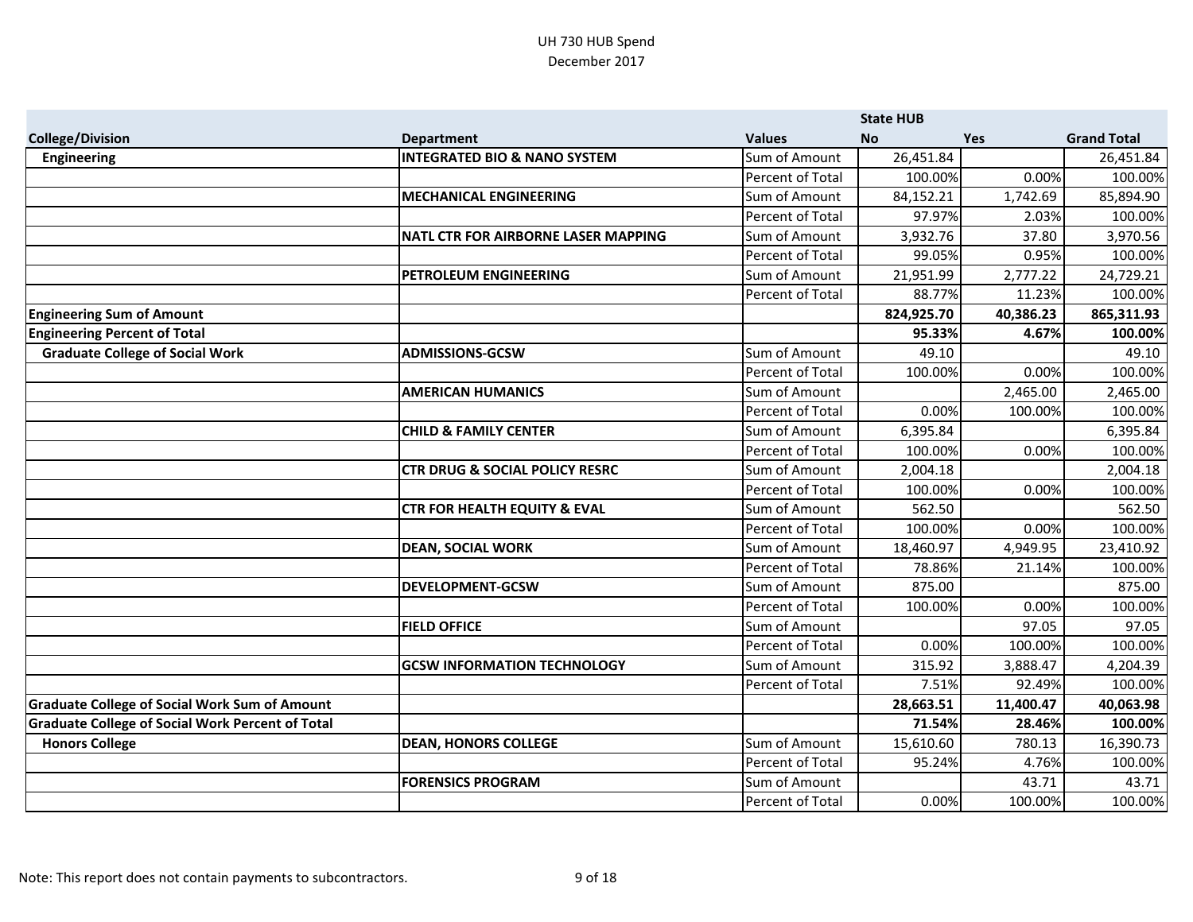UH 730 HUB Spend
December 2017

| College/Division | Department | Values | State HUB No | Yes | Grand Total |
|---|---|---|---|---|---|
| **Engineering** | **INTEGRATED BIO & NANO SYSTEM** | Sum of Amount | 26,451.84 | | 26,451.84 |
| | | Percent of Total | 100.00% | 0.00% | 100.00% |
| | **MECHANICAL ENGINEERING** | Sum of Amount | 84,152.21 | 1,742.69 | 85,894.90 |
| | | Percent of Total | 97.97% | 2.03% | 100.00% |
| | **NATL CTR FOR AIRBORNE LASER MAPPING** | Sum of Amount | 3,932.76 | 37.80 | 3,970.56 |
| | | Percent of Total | 99.05% | 0.95% | 100.00% |
| | **PETROLEUM ENGINEERING** | Sum of Amount | 21,951.99 | 2,777.22 | 24,729.21 |
| | | Percent of Total | 88.77% | 11.23% | 100.00% |
| **Engineering Sum of Amount** | | | **824,925.70** | **40,386.23** | **865,311.93** |
| **Engineering Percent of Total** | | | **95.33%** | **4.67%** | **100.00%** |
| **Graduate College of Social Work** | **ADMISSIONS-GCSW** | Sum of Amount | 49.10 | | 49.10 |
| | | Percent of Total | 100.00% | 0.00% | 100.00% |
| | **AMERICAN HUMANICS** | Sum of Amount | | 2,465.00 | 2,465.00 |
| | | Percent of Total | 0.00% | 100.00% | 100.00% |
| | **CHILD & FAMILY CENTER** | Sum of Amount | 6,395.84 | | 6,395.84 |
| | | Percent of Total | 100.00% | 0.00% | 100.00% |
| | **CTR DRUG & SOCIAL POLICY RESRC** | Sum of Amount | 2,004.18 | | 2,004.18 |
| | | Percent of Total | 100.00% | 0.00% | 100.00% |
| | **CTR FOR HEALTH EQUITY & EVAL** | Sum of Amount | 562.50 | | 562.50 |
| | | Percent of Total | 100.00% | 0.00% | 100.00% |
| | **DEAN, SOCIAL WORK** | Sum of Amount | 18,460.97 | 4,949.95 | 23,410.92 |
| | | Percent of Total | 78.86% | 21.14% | 100.00% |
| | **DEVELOPMENT-GCSW** | Sum of Amount | 875.00 | | 875.00 |
| | | Percent of Total | 100.00% | 0.00% | 100.00% |
| | **FIELD OFFICE** | Sum of Amount | | 97.05 | 97.05 |
| | | Percent of Total | 0.00% | 100.00% | 100.00% |
| | **GCSW INFORMATION TECHNOLOGY** | Sum of Amount | 315.92 | 3,888.47 | 4,204.39 |
| | | Percent of Total | 7.51% | 92.49% | 100.00% |
| **Graduate College of Social Work Sum of Amount** | | | **28,663.51** | **11,400.47** | **40,063.98** |
| **Graduate College of Social Work Percent of Total** | | | **71.54%** | **28.46%** | **100.00%** |
| **Honors College** | **DEAN, HONORS COLLEGE** | Sum of Amount | 15,610.60 | 780.13 | 16,390.73 |
| | | Percent of Total | 95.24% | 4.76% | 100.00% |
| | **FORENSICS PROGRAM** | Sum of Amount | | 43.71 | 43.71 |
| | | Percent of Total | 0.00% | 100.00% | 100.00% |

Note: This report does not contain payments to subcontractors.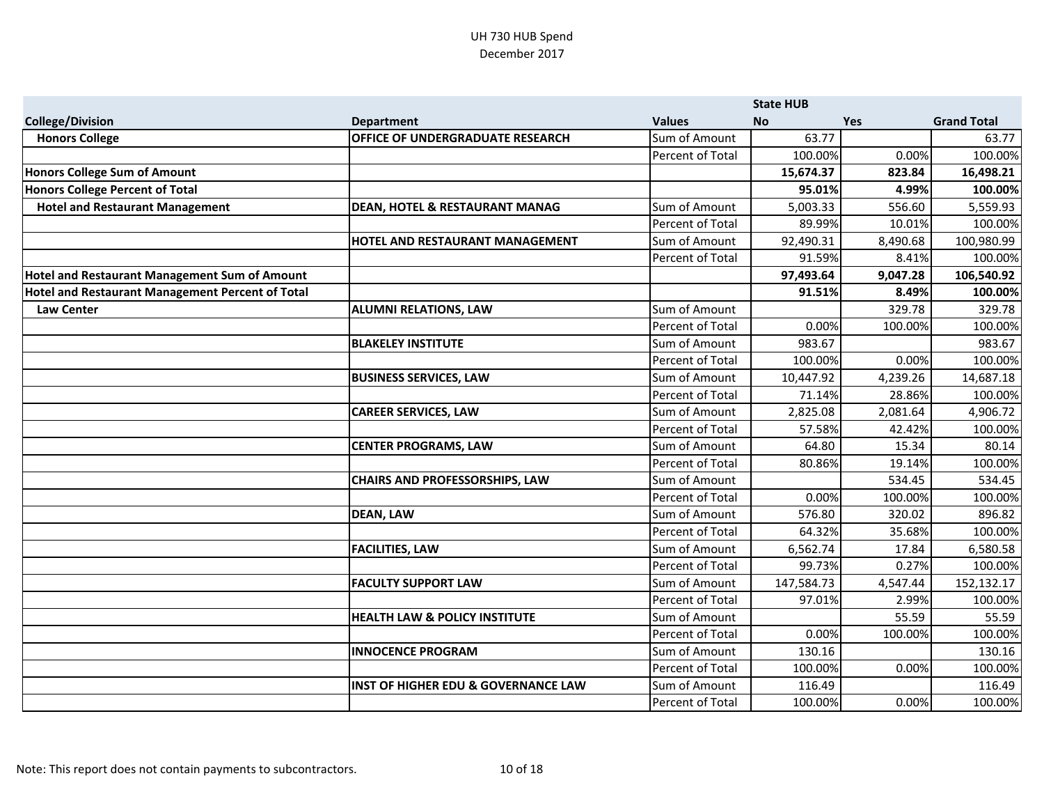UH 730 HUB Spend
December 2017

| | | | State HUB | | |
|---|---|---|---|---|---|
| **College/Division** | **Department** | **Values** | **No** | **Yes** | **Grand Total** |
| **Honors College** | **OFFICE OF UNDERGRADUATE RESEARCH** | Sum of Amount | 63.77 | | 63.77 |
| | | Percent of Total | 100.00% | 0.00% | 100.00% |
| **Honors College Sum of Amount** | | | **15,674.37** | **823.84** | **16,498.21** |
| **Honors College Percent of Total** | | | **95.01%** | **4.99%** | **100.00%** |
| **Hotel and Restaurant Management** | **DEAN, HOTEL & RESTAURANT MANAG** | Sum of Amount | 5,003.33 | 556.60 | 5,559.93 |
| | | Percent of Total | 89.99% | 10.01% | 100.00% |
| | **HOTEL AND RESTAURANT MANAGEMENT** | Sum of Amount | 92,490.31 | 8,490.68 | 100,980.99 |
| | | Percent of Total | 91.59% | 8.41% | 100.00% |
| **Hotel and Restaurant Management Sum of Amount** | | | **97,493.64** | **9,047.28** | **106,540.92** |
| **Hotel and Restaurant Management Percent of Total** | | | **91.51%** | **8.49%** | **100.00%** |
| **Law Center** | **ALUMNI RELATIONS, LAW** | Sum of Amount | | 329.78 | 329.78 |
| | | Percent of Total | 0.00% | 100.00% | 100.00% |
| | **BLAKELEY INSTITUTE** | Sum of Amount | 983.67 | | 983.67 |
| | | Percent of Total | 100.00% | 0.00% | 100.00% |
| | **BUSINESS SERVICES, LAW** | Sum of Amount | 10,447.92 | 4,239.26 | 14,687.18 |
| | | Percent of Total | 71.14% | 28.86% | 100.00% |
| | **CAREER SERVICES, LAW** | Sum of Amount | 2,825.08 | 2,081.64 | 4,906.72 |
| | | Percent of Total | 57.58% | 42.42% | 100.00% |
| | **CENTER PROGRAMS, LAW** | Sum of Amount | 64.80 | 15.34 | 80.14 |
| | | Percent of Total | 80.86% | 19.14% | 100.00% |
| | **CHAIRS AND PROFESSORSHIPS, LAW** | Sum of Amount | | 534.45 | 534.45 |
| | | Percent of Total | 0.00% | 100.00% | 100.00% |
| | **DEAN, LAW** | Sum of Amount | 576.80 | 320.02 | 896.82 |
| | | Percent of Total | 64.32% | 35.68% | 100.00% |
| | **FACILITIES, LAW** | Sum of Amount | 6,562.74 | 17.84 | 6,580.58 |
| | | Percent of Total | 99.73% | 0.27% | 100.00% |
| | **FACULTY SUPPORT LAW** | Sum of Amount | 147,584.73 | 4,547.44 | 152,132.17 |
| | | Percent of Total | 97.01% | 2.99% | 100.00% |
| | **HEALTH LAW & POLICY INSTITUTE** | Sum of Amount | | 55.59 | 55.59 |
| | | Percent of Total | 0.00% | 100.00% | 100.00% |
| | **INNOCENCE PROGRAM** | Sum of Amount | 130.16 | | 130.16 |
| | | Percent of Total | 100.00% | 0.00% | 100.00% |
| | **INST OF HIGHER EDU & GOVERNANCE LAW** | Sum of Amount | 116.49 | | 116.49 |
| | | Percent of Total | 100.00% | 0.00% | 100.00% |

Note: This report does not contain payments to subcontractors.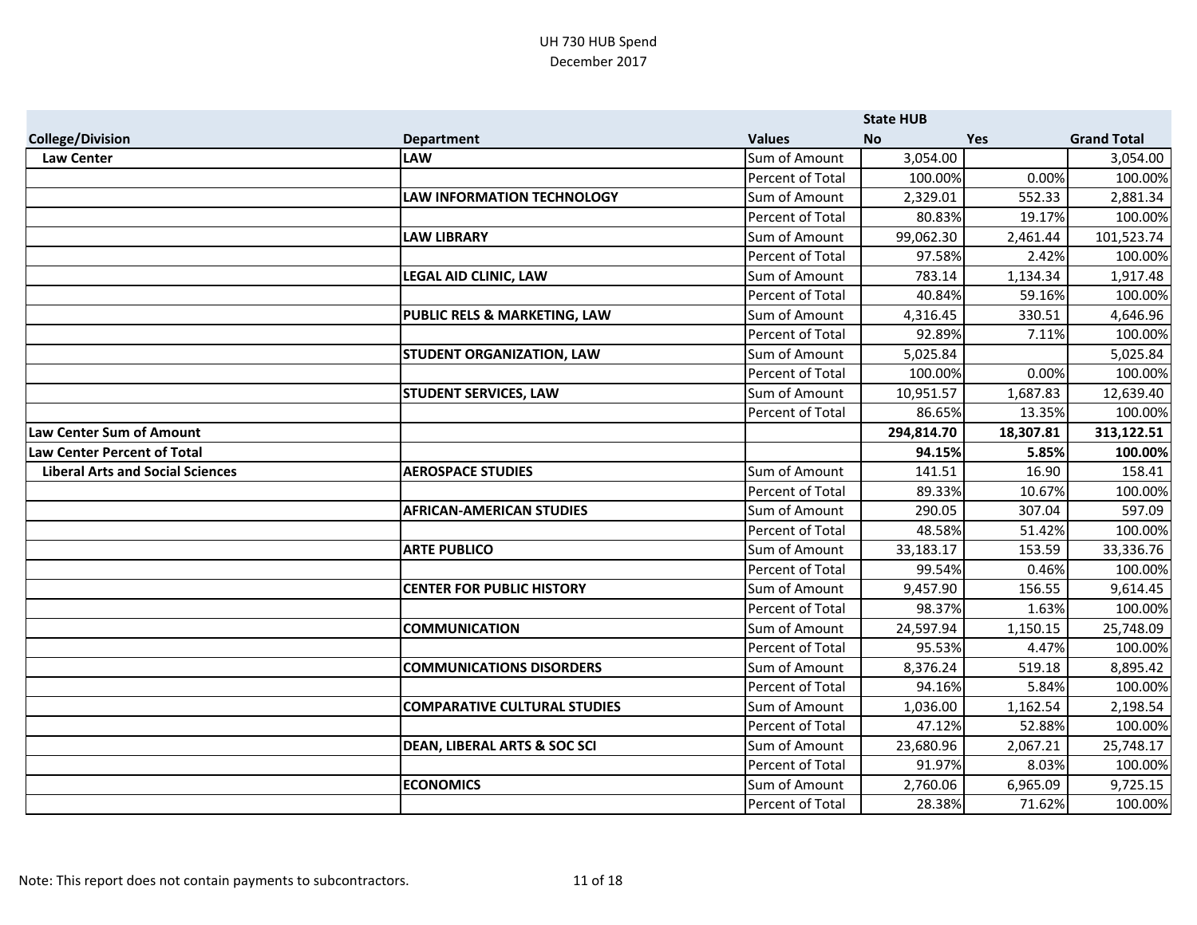UH 730 HUB Spend
December 2017

| College/Division | Department | Values | State HUB No | Yes | Grand Total |
|---|---|---|---|---|---|
| **Law Center** | **LAW** | Sum of Amount | 3,054.00 | | 3,054.00 |
| | | Percent of Total | 100.00% | 0.00% | 100.00% |
| | **LAW INFORMATION TECHNOLOGY** | Sum of Amount | 2,329.01 | 552.33 | 2,881.34 |
| | | Percent of Total | 80.83% | 19.17% | 100.00% |
| | **LAW LIBRARY** | Sum of Amount | 99,062.30 | 2,461.44 | 101,523.74 |
| | | Percent of Total | 97.58% | 2.42% | 100.00% |
| | **LEGAL AID CLINIC, LAW** | Sum of Amount | 783.14 | 1,134.34 | 1,917.48 |
| | | Percent of Total | 40.84% | 59.16% | 100.00% |
| | **PUBLIC RELS & MARKETING, LAW** | Sum of Amount | 4,316.45 | 330.51 | 4,646.96 |
| | | Percent of Total | 92.89% | 7.11% | 100.00% |
| | **STUDENT ORGANIZATION, LAW** | Sum of Amount | 5,025.84 | | 5,025.84 |
| | | Percent of Total | 100.00% | 0.00% | 100.00% |
| | **STUDENT SERVICES, LAW** | Sum of Amount | 10,951.57 | 1,687.83 | 12,639.40 |
| | | Percent of Total | 86.65% | 13.35% | 100.00% |
| **Law Center Sum of Amount** | | | **294,814.70** | **18,307.81** | **313,122.51** |
| **Law Center Percent of Total** | | | **94.15%** | **5.85%** | **100.00%** |
| **Liberal Arts and Social Sciences** | **AEROSPACE STUDIES** | Sum of Amount | 141.51 | 16.90 | 158.41 |
| | | Percent of Total | 89.33% | 10.67% | 100.00% |
| | **AFRICAN-AMERICAN STUDIES** | Sum of Amount | 290.05 | 307.04 | 597.09 |
| | | Percent of Total | 48.58% | 51.42% | 100.00% |
| | **ARTE PUBLICO** | Sum of Amount | 33,183.17 | 153.59 | 33,336.76 |
| | | Percent of Total | 99.54% | 0.46% | 100.00% |
| | **CENTER FOR PUBLIC HISTORY** | Sum of Amount | 9,457.90 | 156.55 | 9,614.45 |
| | | Percent of Total | 98.37% | 1.63% | 100.00% |
| | **COMMUNICATION** | Sum of Amount | 24,597.94 | 1,150.15 | 25,748.09 |
| | | Percent of Total | 95.53% | 4.47% | 100.00% |
| | **COMMUNICATIONS DISORDERS** | Sum of Amount | 8,376.24 | 519.18 | 8,895.42 |
| | | Percent of Total | 94.16% | 5.84% | 100.00% |
| | **COMPARATIVE CULTURAL STUDIES** | Sum of Amount | 1,036.00 | 1,162.54 | 2,198.54 |
| | | Percent of Total | 47.12% | 52.88% | 100.00% |
| | **DEAN, LIBERAL ARTS & SOC SCI** | Sum of Amount | 23,680.96 | 2,067.21 | 25,748.17 |
| | | Percent of Total | 91.97% | 8.03% | 100.00% |
| | **ECONOMICS** | Sum of Amount | 2,760.06 | 6,965.09 | 9,725.15 |
| | | Percent of Total | 28.38% | 71.62% | 100.00% |

Note: This report does not contain payments to subcontractors.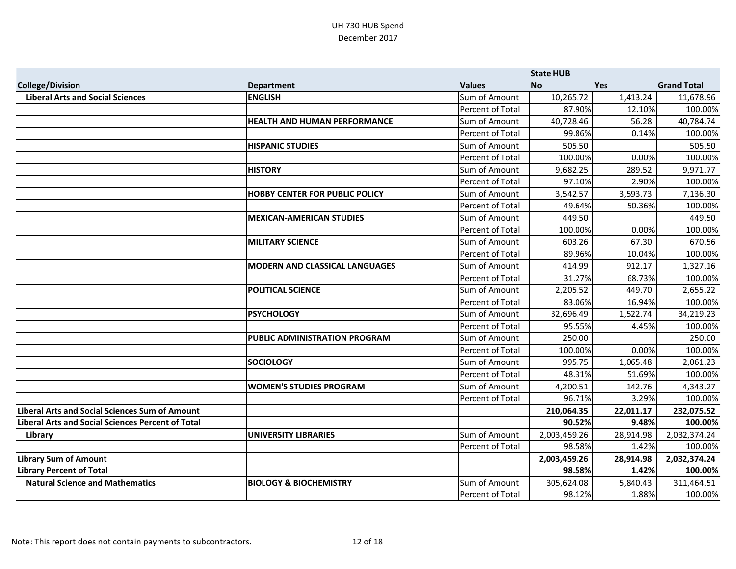UH 730 HUB Spend
December 2017

| College/Division | Department | Values | State HUB No | Yes | Grand Total |
|---|---|---|---|---|---|
| **Liberal Arts and Social Sciences** | **ENGLISH** | Sum of Amount | 10,265.72 | 1,413.24 | 11,678.96 |
| | | Percent of Total | 87.90% | 12.10% | 100.00% |
| | **HEALTH AND HUMAN PERFORMANCE** | Sum of Amount | 40,728.46 | 56.28 | 40,784.74 |
| | | Percent of Total | 99.86% | 0.14% | 100.00% |
| | **HISPANIC STUDIES** | Sum of Amount | 505.50 | | 505.50 |
| | | Percent of Total | 100.00% | 0.00% | 100.00% |
| | **HISTORY** | Sum of Amount | 9,682.25 | 289.52 | 9,971.77 |
| | | Percent of Total | 97.10% | 2.90% | 100.00% |
| | **HOBBY CENTER FOR PUBLIC POLICY** | Sum of Amount | 3,542.57 | 3,593.73 | 7,136.30 |
| | | Percent of Total | 49.64% | 50.36% | 100.00% |
| | **MEXICAN-AMERICAN STUDIES** | Sum of Amount | 449.50 | | 449.50 |
| | | Percent of Total | 100.00% | 0.00% | 100.00% |
| | **MILITARY SCIENCE** | Sum of Amount | 603.26 | 67.30 | 670.56 |
| | | Percent of Total | 89.96% | 10.04% | 100.00% |
| | **MODERN AND CLASSICAL LANGUAGES** | Sum of Amount | 414.99 | 912.17 | 1,327.16 |
| | | Percent of Total | 31.27% | 68.73% | 100.00% |
| | **POLITICAL SCIENCE** | Sum of Amount | 2,205.52 | 449.70 | 2,655.22 |
| | | Percent of Total | 83.06% | 16.94% | 100.00% |
| | **PSYCHOLOGY** | Sum of Amount | 32,696.49 | 1,522.74 | 34,219.23 |
| | | Percent of Total | 95.55% | 4.45% | 100.00% |
| | **PUBLIC ADMINISTRATION PROGRAM** | Sum of Amount | 250.00 | | 250.00 |
| | | Percent of Total | 100.00% | 0.00% | 100.00% |
| | **SOCIOLOGY** | Sum of Amount | 995.75 | 1,065.48 | 2,061.23 |
| | | Percent of Total | 48.31% | 51.69% | 100.00% |
| | **WOMEN'S STUDIES PROGRAM** | Sum of Amount | 4,200.51 | 142.76 | 4,343.27 |
| | | Percent of Total | 96.71% | 3.29% | 100.00% |
| **Liberal Arts and Social Sciences Sum of Amount** | | | **210,064.35** | **22,011.17** | **232,075.52** |
| **Liberal Arts and Social Sciences Percent of Total** | | | **90.52%** | **9.48%** | **100.00%** |
| **Library** | **UNIVERSITY LIBRARIES** | Sum of Amount | 2,003,459.26 | 28,914.98 | 2,032,374.24 |
| | | Percent of Total | 98.58% | 1.42% | 100.00% |
| **Library Sum of Amount** | | | **2,003,459.26** | **28,914.98** | **2,032,374.24** |
| **Library Percent of Total** | | | **98.58%** | **1.42%** | **100.00%** |
| **Natural Science and Mathematics** | **BIOLOGY & BIOCHEMISTRY** | Sum of Amount | 305,624.08 | 5,840.43 | 311,464.51 |
| | | Percent of Total | 98.12% | 1.88% | 100.00% |

Note: This report does not contain payments to subcontractors.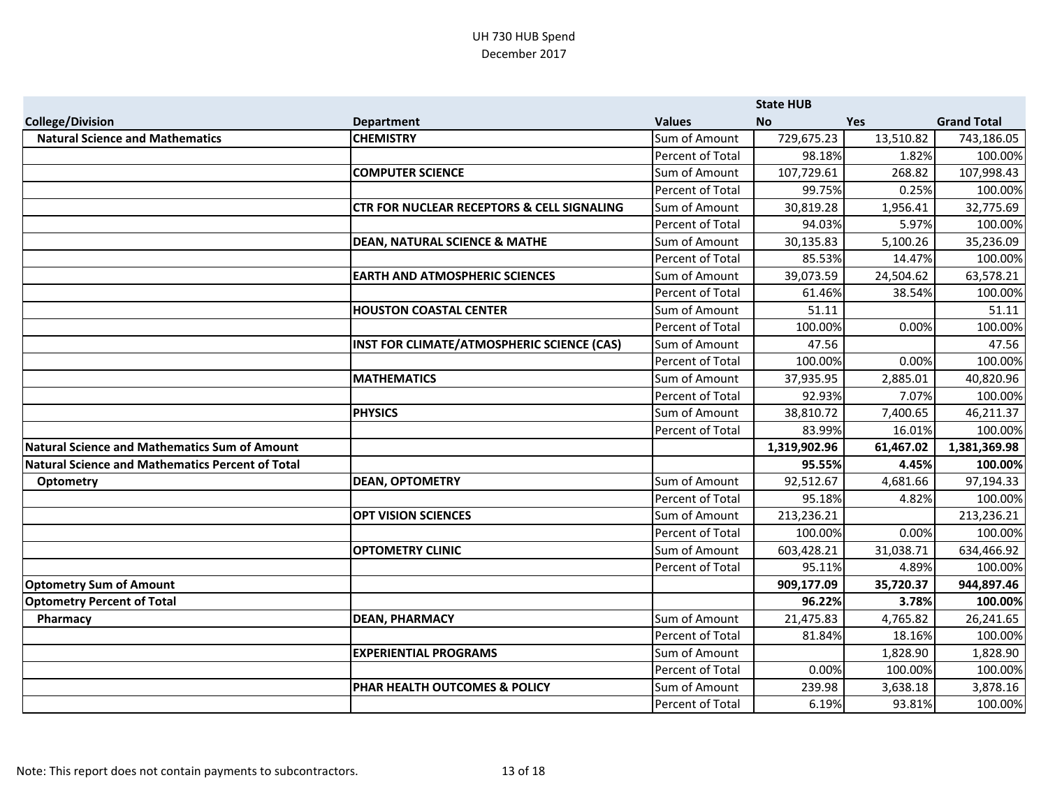UH 730 HUB Spend
December 2017

| | | | State HUB | | |
|---|---|---|---|---|---|
| **College/Division** | **Department** | **Values** | **No** | **Yes** | **Grand Total** |
| **Natural Science and Mathematics** | **CHEMISTRY** | Sum of Amount | 729,675.23 | 13,510.82 | 743,186.05 |
| | | Percent of Total | 98.18% | 1.82% | 100.00% |
| | **COMPUTER SCIENCE** | Sum of Amount | 107,729.61 | 268.82 | 107,998.43 |
| | | Percent of Total | 99.75% | 0.25% | 100.00% |
| | **CTR FOR NUCLEAR RECEPTORS & CELL SIGNALING** | Sum of Amount | 30,819.28 | 1,956.41 | 32,775.69 |
| | | Percent of Total | 94.03% | 5.97% | 100.00% |
| | **DEAN, NATURAL SCIENCE & MATHE** | Sum of Amount | 30,135.83 | 5,100.26 | 35,236.09 |
| | | Percent of Total | 85.53% | 14.47% | 100.00% |
| | **EARTH AND ATMOSPHERIC SCIENCES** | Sum of Amount | 39,073.59 | 24,504.62 | 63,578.21 |
| | | Percent of Total | 61.46% | 38.54% | 100.00% |
| | **HOUSTON COASTAL CENTER** | Sum of Amount | 51.11 | | 51.11 |
| | | Percent of Total | 100.00% | 0.00% | 100.00% |
| | **INST FOR CLIMATE/ATMOSPHERIC SCIENCE (CAS)** | Sum of Amount | 47.56 | | 47.56 |
| | | Percent of Total | 100.00% | 0.00% | 100.00% |
| | **MATHEMATICS** | Sum of Amount | 37,935.95 | 2,885.01 | 40,820.96 |
| | | Percent of Total | 92.93% | 7.07% | 100.00% |
| | **PHYSICS** | Sum of Amount | 38,810.72 | 7,400.65 | 46,211.37 |
| | | Percent of Total | 83.99% | 16.01% | 100.00% |
| **Natural Science and Mathematics Sum of Amount** | | | **1,319,902.96** | **61,467.02** | **1,381,369.98** |
| **Natural Science and Mathematics Percent of Total** | | | **95.55%** | **4.45%** | **100.00%** |
| **Optometry** | **DEAN, OPTOMETRY** | Sum of Amount | 92,512.67 | 4,681.66 | 97,194.33 |
| | | Percent of Total | 95.18% | 4.82% | 100.00% |
| | **OPT VISION SCIENCES** | Sum of Amount | 213,236.21 | | 213,236.21 |
| | | Percent of Total | 100.00% | 0.00% | 100.00% |
| | **OPTOMETRY CLINIC** | Sum of Amount | 603,428.21 | 31,038.71 | 634,466.92 |
| | | Percent of Total | 95.11% | 4.89% | 100.00% |
| **Optometry Sum of Amount** | | | **909,177.09** | **35,720.37** | **944,897.46** |
| **Optometry Percent of Total** | | | **96.22%** | **3.78%** | **100.00%** |
| **Pharmacy** | **DEAN, PHARMACY** | Sum of Amount | 21,475.83 | 4,765.82 | 26,241.65 |
| | | Percent of Total | 81.84% | 18.16% | 100.00% |
| | **EXPERIENTIAL PROGRAMS** | Sum of Amount | | 1,828.90 | 1,828.90 |
| | | Percent of Total | 0.00% | 100.00% | 100.00% |
| | **PHAR HEALTH OUTCOMES & POLICY** | Sum of Amount | 239.98 | 3,638.18 | 3,878.16 |
| | | Percent of Total | 6.19% | 93.81% | 100.00% |

Note: This report does not contain payments to subcontractors.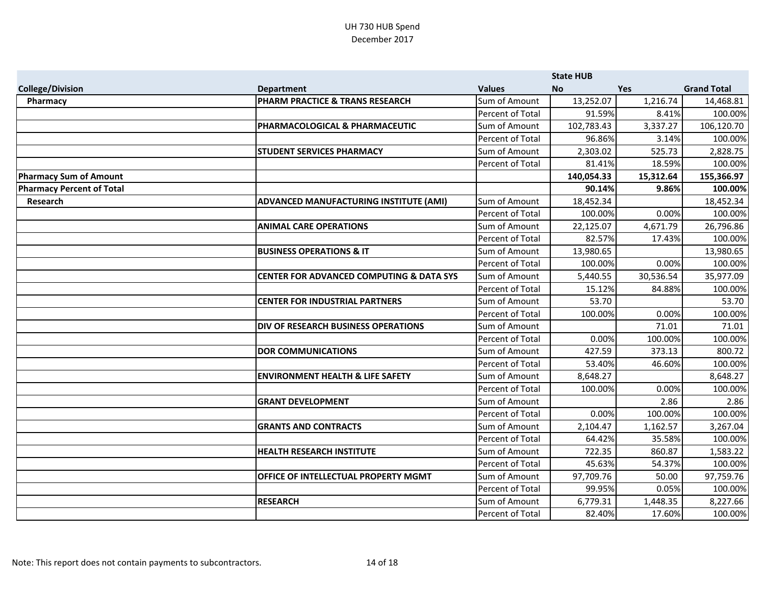UH 730 HUB Spend
December 2017

| College/Division | Department | Values | State HUB<br>No | Yes | Grand Total |
|---|---|---|---|---|---|
| Pharmacy | **PHARM PRACTICE & TRANS RESEARCH** | Sum of Amount | 13,252.07 | 1,216.74 | 14,468.81 |
| | | Percent of Total | 91.59% | 8.41% | 100.00% |
| | **PHARMACOLOGICAL & PHARMACEUTIC** | Sum of Amount | 102,783.43 | 3,337.27 | 106,120.70 |
| | | Percent of Total | 96.86% | 3.14% | 100.00% |
| | **STUDENT SERVICES PHARMACY** | Sum of Amount | 2,303.02 | 525.73 | 2,828.75 |
| | | Percent of Total | 81.41% | 18.59% | 100.00% |
| **Pharmacy Sum of Amount** | | | **140,054.33** | **15,312.64** | **155,366.97** |
| **Pharmacy Percent of Total** | | | **90.14%** | **9.86%** | **100.00%** |
| Research | **ADVANCED MANUFACTURING INSTITUTE (AMI)** | Sum of Amount | 18,452.34 | | 18,452.34 |
| | | Percent of Total | 100.00% | 0.00% | 100.00% |
| | **ANIMAL CARE OPERATIONS** | Sum of Amount | 22,125.07 | 4,671.79 | 26,796.86 |
| | | Percent of Total | 82.57% | 17.43% | 100.00% |
| | **BUSINESS OPERATIONS & IT** | Sum of Amount | 13,980.65 | | 13,980.65 |
| | | Percent of Total | 100.00% | 0.00% | 100.00% |
| | **CENTER FOR ADVANCED COMPUTING & DATA SYS** | Sum of Amount | 5,440.55 | 30,536.54 | 35,977.09 |
| | | Percent of Total | 15.12% | 84.88% | 100.00% |
| | **CENTER FOR INDUSTRIAL PARTNERS** | Sum of Amount | 53.70 | | 53.70 |
| | | Percent of Total | 100.00% | 0.00% | 100.00% |
| | **DIV OF RESEARCH BUSINESS OPERATIONS** | Sum of Amount | | 71.01 | 71.01 |
| | | Percent of Total | 0.00% | 100.00% | 100.00% |
| | **DOR COMMUNICATIONS** | Sum of Amount | 427.59 | 373.13 | 800.72 |
| | | Percent of Total | 53.40% | 46.60% | 100.00% |
| | **ENVIRONMENT HEALTH & LIFE SAFETY** | Sum of Amount | 8,648.27 | | 8,648.27 |
| | | Percent of Total | 100.00% | 0.00% | 100.00% |
| | **GRANT DEVELOPMENT** | Sum of Amount | | 2.86 | 2.86 |
| | | Percent of Total | 0.00% | 100.00% | 100.00% |
| | **GRANTS AND CONTRACTS** | Sum of Amount | 2,104.47 | 1,162.57 | 3,267.04 |
| | | Percent of Total | 64.42% | 35.58% | 100.00% |
| | **HEALTH RESEARCH INSTITUTE** | Sum of Amount | 722.35 | 860.87 | 1,583.22 |
| | | Percent of Total | 45.63% | 54.37% | 100.00% |
| | **OFFICE OF INTELLECTUAL PROPERTY MGMT** | Sum of Amount | 97,709.76 | 50.00 | 97,759.76 |
| | | Percent of Total | 99.95% | 0.05% | 100.00% |
| | **RESEARCH** | Sum of Amount | 6,779.31 | 1,448.35 | 8,227.66 |
| | | Percent of Total | 82.40% | 17.60% | 100.00% |

Note: This report does not contain payments to subcontractors.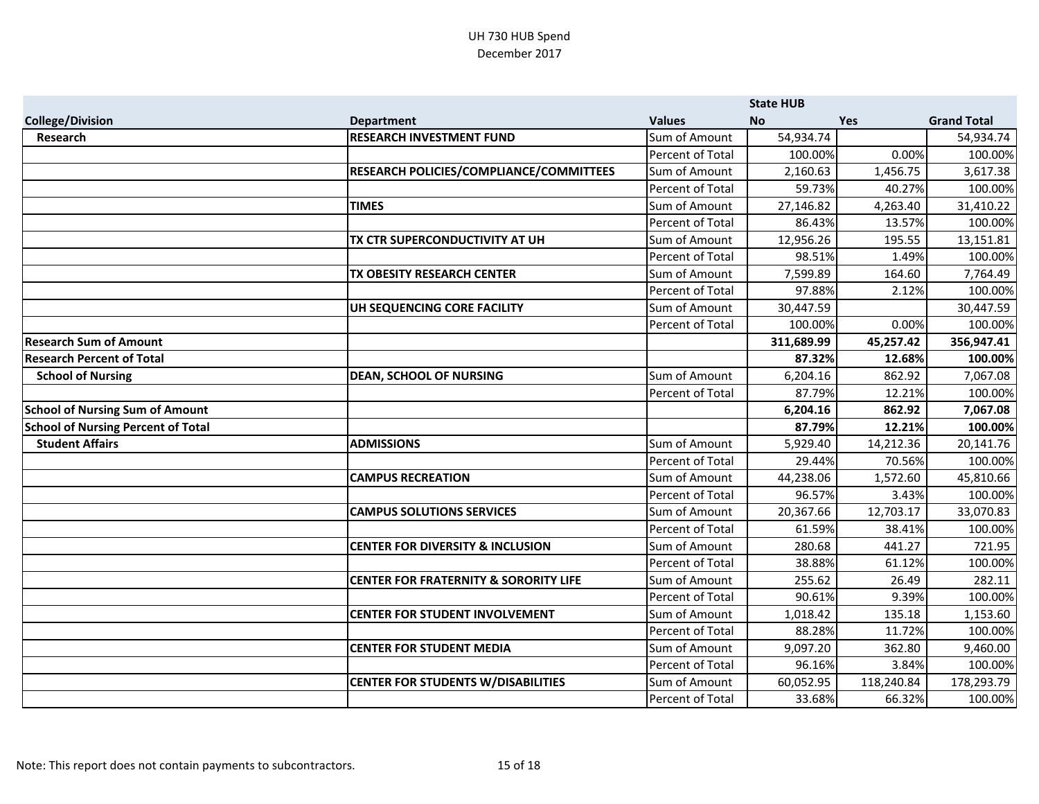UH 730 HUB Spend
December 2017

| | | | State HUB | | |
|---|---|---|---|---|---|
| **College/Division** | **Department** | **Values** | **No** | **Yes** | **Grand Total** |
| **Research** | **RESEARCH INVESTMENT FUND** | Sum of Amount | 54,934.74 | | 54,934.74 |
| | | Percent of Total | 100.00% | 0.00% | 100.00% |
| | **RESEARCH POLICIES/COMPLIANCE/COMMITTEES** | Sum of Amount | 2,160.63 | 1,456.75 | 3,617.38 |
| | | Percent of Total | 59.73% | 40.27% | 100.00% |
| | **TIMES** | Sum of Amount | 27,146.82 | 4,263.40 | 31,410.22 |
| | | Percent of Total | 86.43% | 13.57% | 100.00% |
| | **TX CTR SUPERCONDUCTIVITY AT UH** | Sum of Amount | 12,956.26 | 195.55 | 13,151.81 |
| | | Percent of Total | 98.51% | 1.49% | 100.00% |
| | **TX OBESITY RESEARCH CENTER** | Sum of Amount | 7,599.89 | 164.60 | 7,764.49 |
| | | Percent of Total | 97.88% | 2.12% | 100.00% |
| | **UH SEQUENCING CORE FACILITY** | Sum of Amount | 30,447.59 | | 30,447.59 |
| | | Percent of Total | 100.00% | 0.00% | 100.00% |
| **Research Sum of Amount** | | | **311,689.99** | **45,257.42** | **356,947.41** |
| **Research Percent of Total** | | | **87.32%** | **12.68%** | **100.00%** |
| **School of Nursing** | **DEAN, SCHOOL OF NURSING** | Sum of Amount | 6,204.16 | 862.92 | 7,067.08 |
| | | Percent of Total | 87.79% | 12.21% | 100.00% |
| **School of Nursing Sum of Amount** | | | **6,204.16** | **862.92** | **7,067.08** |
| **School of Nursing Percent of Total** | | | **87.79%** | **12.21%** | **100.00%** |
| **Student Affairs** | **ADMISSIONS** | Sum of Amount | 5,929.40 | 14,212.36 | 20,141.76 |
| | | Percent of Total | 29.44% | 70.56% | 100.00% |
| | **CAMPUS RECREATION** | Sum of Amount | 44,238.06 | 1,572.60 | 45,810.66 |
| | | Percent of Total | 96.57% | 3.43% | 100.00% |
| | **CAMPUS SOLUTIONS SERVICES** | Sum of Amount | 20,367.66 | 12,703.17 | 33,070.83 |
| | | Percent of Total | 61.59% | 38.41% | 100.00% |
| | **CENTER FOR DIVERSITY & INCLUSION** | Sum of Amount | 280.68 | 441.27 | 721.95 |
| | | Percent of Total | 38.88% | 61.12% | 100.00% |
| | **CENTER FOR FRATERNITY & SORORITY LIFE** | Sum of Amount | 255.62 | 26.49 | 282.11 |
| | | Percent of Total | 90.61% | 9.39% | 100.00% |
| | **CENTER FOR STUDENT INVOLVEMENT** | Sum of Amount | 1,018.42 | 135.18 | 1,153.60 |
| | | Percent of Total | 88.28% | 11.72% | 100.00% |
| | **CENTER FOR STUDENT MEDIA** | Sum of Amount | 9,097.20 | 362.80 | 9,460.00 |
| | | Percent of Total | 96.16% | 3.84% | 100.00% |
| | **CENTER FOR STUDENTS W/DISABILITIES** | Sum of Amount | 60,052.95 | 118,240.84 | 178,293.79 |
| | | Percent of Total | 33.68% | 66.32% | 100.00% |

Note: This report does not contain payments to subcontractors.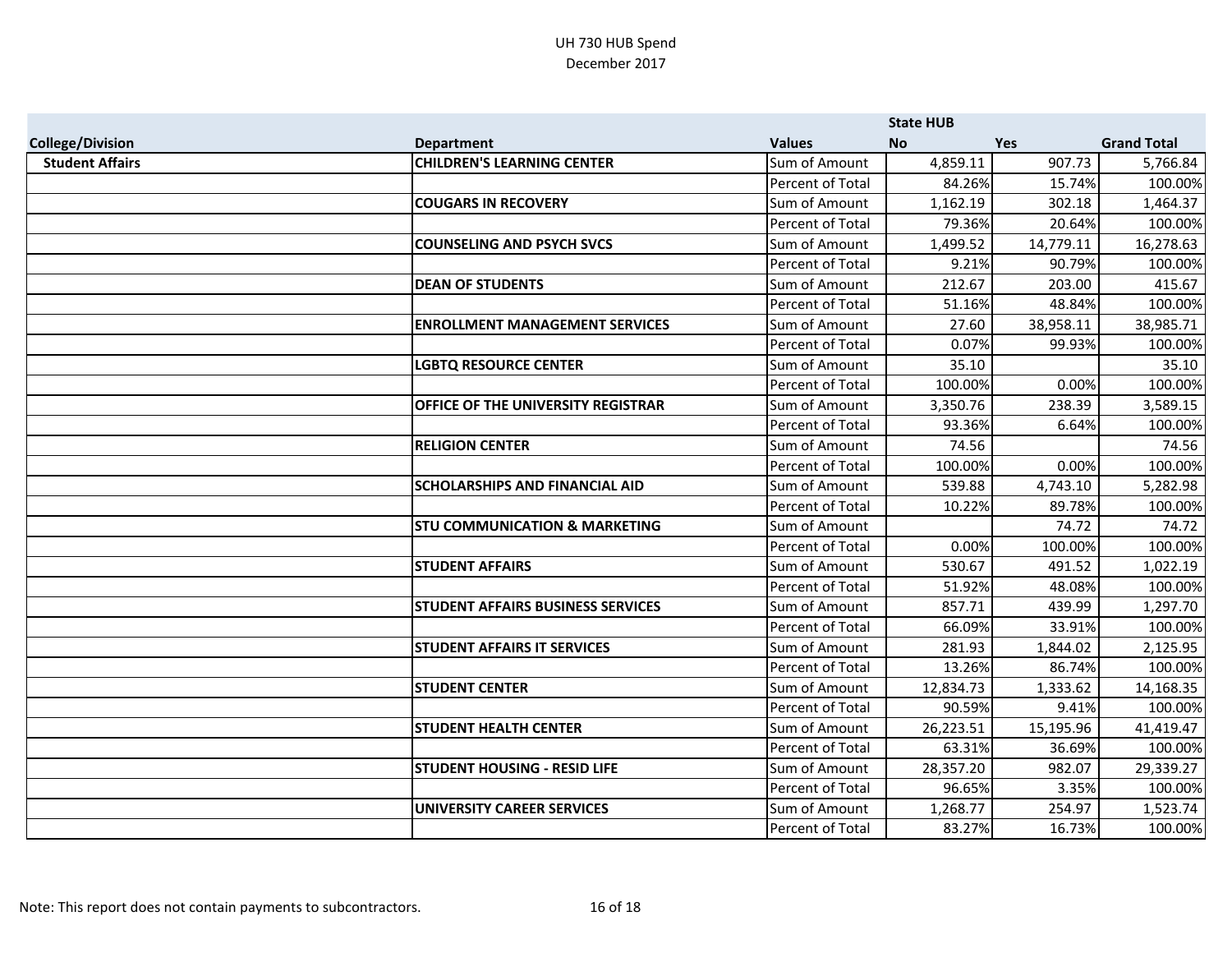UH 730 HUB Spend
December 2017

| | | | State HUB | | |
|---|---|---|---|---|---|
| College/Division | Department | Values | No | Yes | Grand Total |
| Student Affairs | CHILDREN'S LEARNING CENTER | Sum of Amount | 4,859.11 | 907.73 | 5,766.84 |
| | | Percent of Total | 84.26% | 15.74% | 100.00% |
| | COUGARS IN RECOVERY | Sum of Amount | 1,162.19 | 302.18 | 1,464.37 |
| | | Percent of Total | 79.36% | 20.64% | 100.00% |
| | COUNSELING AND PSYCH SVCS | Sum of Amount | 1,499.52 | 14,779.11 | 16,278.63 |
| | | Percent of Total | 9.21% | 90.79% | 100.00% |
| | DEAN OF STUDENTS | Sum of Amount | 212.67 | 203.00 | 415.67 |
| | | Percent of Total | 51.16% | 48.84% | 100.00% |
| | ENROLLMENT MANAGEMENT SERVICES | Sum of Amount | 27.60 | 38,958.11 | 38,985.71 |
| | | Percent of Total | 0.07% | 99.93% | 100.00% |
| | LGBTQ RESOURCE CENTER | Sum of Amount | 35.10 | | 35.10 |
| | | Percent of Total | 100.00% | 0.00% | 100.00% |
| | OFFICE OF THE UNIVERSITY REGISTRAR | Sum of Amount | 3,350.76 | 238.39 | 3,589.15 |
| | | Percent of Total | 93.36% | 6.64% | 100.00% |
| | RELIGION CENTER | Sum of Amount | 74.56 | | 74.56 |
| | | Percent of Total | 100.00% | 0.00% | 100.00% |
| | SCHOLARSHIPS AND FINANCIAL AID | Sum of Amount | 539.88 | 4,743.10 | 5,282.98 |
| | | Percent of Total | 10.22% | 89.78% | 100.00% |
| | STU COMMUNICATION & MARKETING | Sum of Amount | | 74.72 | 74.72 |
| | | Percent of Total | 0.00% | 100.00% | 100.00% |
| | STUDENT AFFAIRS | Sum of Amount | 530.67 | 491.52 | 1,022.19 |
| | | Percent of Total | 51.92% | 48.08% | 100.00% |
| | STUDENT AFFAIRS BUSINESS SERVICES | Sum of Amount | 857.71 | 439.99 | 1,297.70 |
| | | Percent of Total | 66.09% | 33.91% | 100.00% |
| | STUDENT AFFAIRS IT SERVICES | Sum of Amount | 281.93 | 1,844.02 | 2,125.95 |
| | | Percent of Total | 13.26% | 86.74% | 100.00% |
| | STUDENT CENTER | Sum of Amount | 12,834.73 | 1,333.62 | 14,168.35 |
| | | Percent of Total | 90.59% | 9.41% | 100.00% |
| | STUDENT HEALTH CENTER | Sum of Amount | 26,223.51 | 15,195.96 | 41,419.47 |
| | | Percent of Total | 63.31% | 36.69% | 100.00% |
| | STUDENT HOUSING - RESID LIFE | Sum of Amount | 28,357.20 | 982.07 | 29,339.27 |
| | | Percent of Total | 96.65% | 3.35% | 100.00% |
| | UNIVERSITY CAREER SERVICES | Sum of Amount | 1,268.77 | 254.97 | 1,523.74 |
| | | Percent of Total | 83.27% | 16.73% | 100.00% |

Note: This report does not contain payments to subcontractors.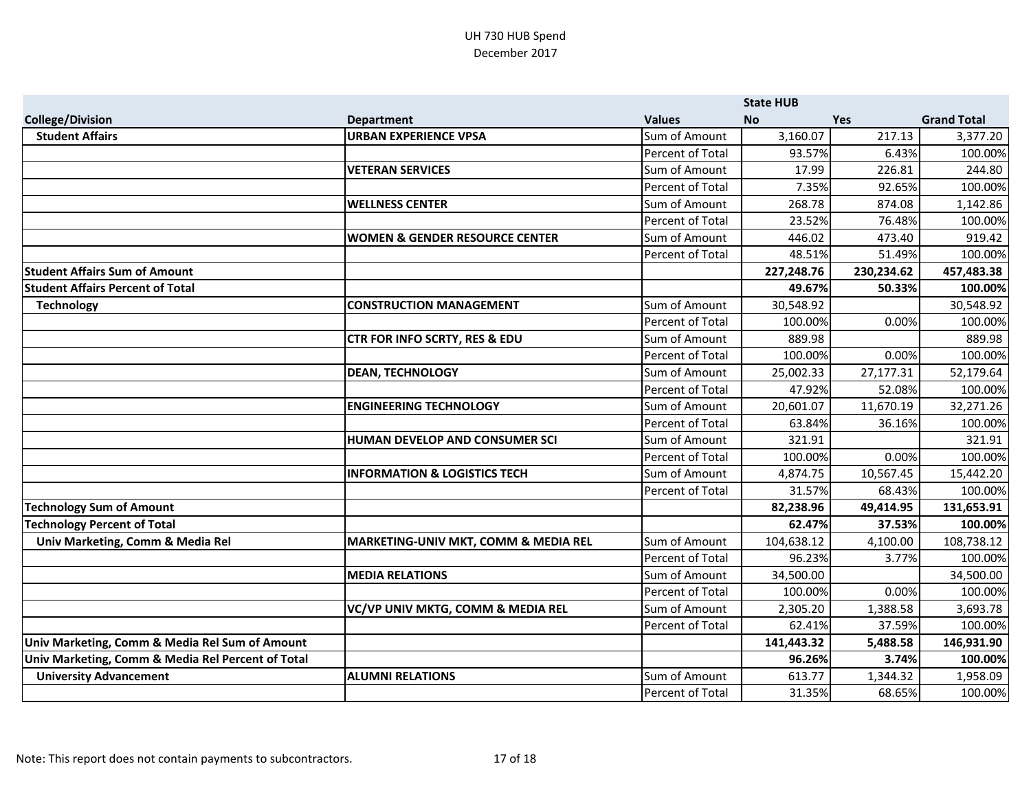UH 730 HUB Spend
December 2017

| College/Division | Department | Values | State HUB No | Yes | Grand Total |
|---|---|---|---|---|---|
| **Student Affairs** | **URBAN EXPERIENCE VPSA** | Sum of Amount | 3,160.07 | 217.13 | 3,377.20 |
| | | Percent of Total | 93.57% | 6.43% | 100.00% |
| | **VETERAN SERVICES** | Sum of Amount | 17.99 | 226.81 | 244.80 |
| | | Percent of Total | 7.35% | 92.65% | 100.00% |
| | **WELLNESS CENTER** | Sum of Amount | 268.78 | 874.08 | 1,142.86 |
| | | Percent of Total | 23.52% | 76.48% | 100.00% |
| | **WOMEN & GENDER RESOURCE CENTER** | Sum of Amount | 446.02 | 473.40 | 919.42 |
| | | Percent of Total | 48.51% | 51.49% | 100.00% |
| **Student Affairs Sum of Amount** | | | **227,248.76** | **230,234.62** | **457,483.38** |
| **Student Affairs Percent of Total** | | | **49.67%** | **50.33%** | **100.00%** |
| **Technology** | **CONSTRUCTION MANAGEMENT** | Sum of Amount | 30,548.92 | | 30,548.92 |
| | | Percent of Total | 100.00% | 0.00% | 100.00% |
| | **CTR FOR INFO SCRTY, RES & EDU** | Sum of Amount | 889.98 | | 889.98 |
| | | Percent of Total | 100.00% | 0.00% | 100.00% |
| | **DEAN, TECHNOLOGY** | Sum of Amount | 25,002.33 | 27,177.31 | 52,179.64 |
| | | Percent of Total | 47.92% | 52.08% | 100.00% |
| | **ENGINEERING TECHNOLOGY** | Sum of Amount | 20,601.07 | 11,670.19 | 32,271.26 |
| | | Percent of Total | 63.84% | 36.16% | 100.00% |
| | **HUMAN DEVELOP AND CONSUMER SCI** | Sum of Amount | 321.91 | | 321.91 |
| | | Percent of Total | 100.00% | 0.00% | 100.00% |
| | **INFORMATION & LOGISTICS TECH** | Sum of Amount | 4,874.75 | 10,567.45 | 15,442.20 |
| | | Percent of Total | 31.57% | 68.43% | 100.00% |
| **Technology Sum of Amount** | | | **82,238.96** | **49,414.95** | **131,653.91** |
| **Technology Percent of Total** | | | **62.47%** | **37.53%** | **100.00%** |
| **Univ Marketing, Comm & Media Rel** | **MARKETING-UNIV MKT, COMM & MEDIA REL** | Sum of Amount | 104,638.12 | 4,100.00 | 108,738.12 |
| | | Percent of Total | 96.23% | 3.77% | 100.00% |
| | **MEDIA RELATIONS** | Sum of Amount | 34,500.00 | | 34,500.00 |
| | | Percent of Total | 100.00% | 0.00% | 100.00% |
| | **VC/VP UNIV MKTG, COMM & MEDIA REL** | Sum of Amount | 2,305.20 | 1,388.58 | 3,693.78 |
| | | Percent of Total | 62.41% | 37.59% | 100.00% |
| **Univ Marketing, Comm & Media Rel Sum of Amount** | | | **141,443.32** | **5,488.58** | **146,931.90** |
| **Univ Marketing, Comm & Media Rel Percent of Total** | | | **96.26%** | **3.74%** | **100.00%** |
| **University Advancement** | **ALUMNI RELATIONS** | Sum of Amount | 613.77 | 1,344.32 | 1,958.09 |
| | | Percent of Total | 31.35% | 68.65% | 100.00% |

Note: This report does not contain payments to subcontractors.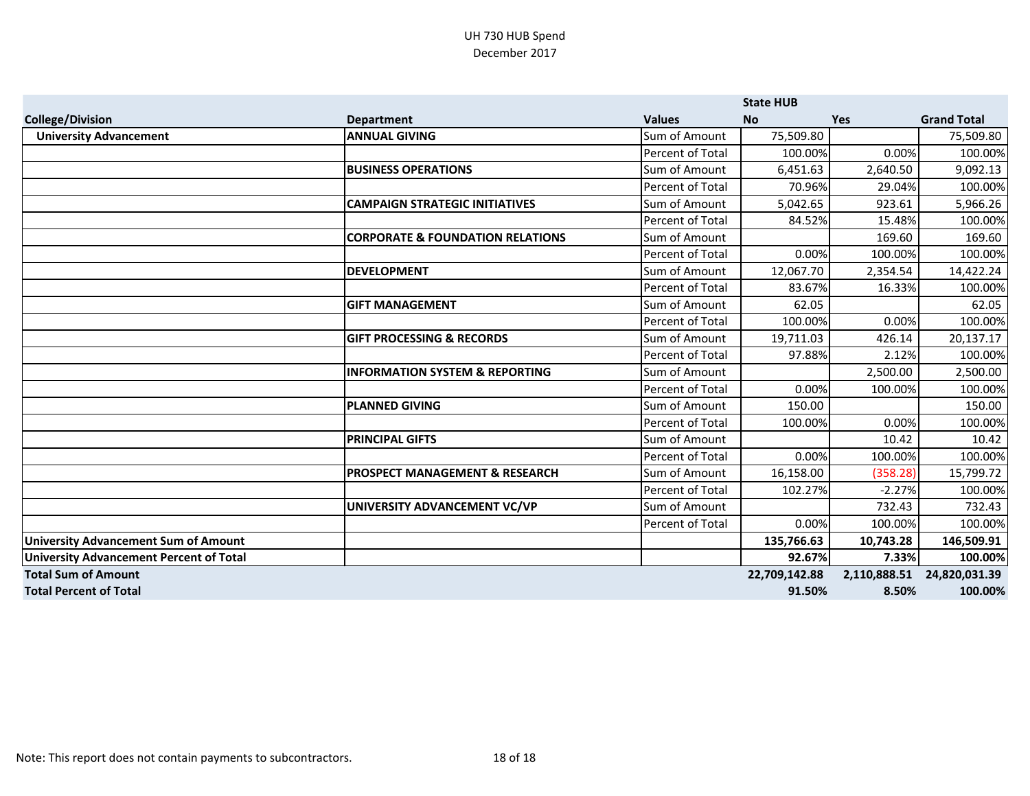UH 730 HUB Spend
December 2017

| | | | State HUB | | |
|---|---|---|---|---|---|
| **College/Division** | **Department** | **Values** | **No** | **Yes** | **Grand Total** |
| **University Advancement** | **ANNUAL GIVING** | Sum of Amount | 75,509.80 | | 75,509.80 |
| | | Percent of Total | 100.00% | 0.00% | 100.00% |
| | **BUSINESS OPERATIONS** | Sum of Amount | 6,451.63 | 2,640.50 | 9,092.13 |
| | | Percent of Total | 70.96% | 29.04% | 100.00% |
| | **CAMPAIGN STRATEGIC INITIATIVES** | Sum of Amount | 5,042.65 | 923.61 | 5,966.26 |
| | | Percent of Total | 84.52% | 15.48% | 100.00% |
| | **CORPORATE & FOUNDATION RELATIONS** | Sum of Amount | | 169.60 | 169.60 |
| | | Percent of Total | 0.00% | 100.00% | 100.00% |
| | **DEVELOPMENT** | Sum of Amount | 12,067.70 | 2,354.54 | 14,422.24 |
| | | Percent of Total | 83.67% | 16.33% | 100.00% |
| | **GIFT MANAGEMENT** | Sum of Amount | 62.05 | | 62.05 |
| | | Percent of Total | 100.00% | 0.00% | 100.00% |
| | **GIFT PROCESSING & RECORDS** | Sum of Amount | 19,711.03 | 426.14 | 20,137.17 |
| | | Percent of Total | 97.88% | 2.12% | 100.00% |
| | **INFORMATION SYSTEM & REPORTING** | Sum of Amount | | 2,500.00 | 2,500.00 |
| | | Percent of Total | 0.00% | 100.00% | 100.00% |
| | **PLANNED GIVING** | Sum of Amount | 150.00 | | 150.00 |
| | | Percent of Total | 100.00% | 0.00% | 100.00% |
| | **PRINCIPAL GIFTS** | Sum of Amount | | 10.42 | 10.42 |
| | | Percent of Total | 0.00% | 100.00% | 100.00% |
| | **PROSPECT MANAGEMENT & RESEARCH** | Sum of Amount | 16,158.00 | (358.28) | 15,799.72 |
| | | Percent of Total | 102.27% | -2.27% | 100.00% |
| | **UNIVERSITY ADVANCEMENT VC/VP** | Sum of Amount | | 732.43 | 732.43 |
| | | Percent of Total | 0.00% | 100.00% | 100.00% |
| **University Advancement Sum of Amount** | | | **135,766.63** | **10,743.28** | **146,509.91** |
| **University Advancement Percent of Total** | | | **92.67%** | **7.33%** | **100.00%** |
| **Total Sum of Amount** | | | **22,709,142.88** | **2,110,888.51** | **24,820,031.39** |
| **Total Percent of Total** | | | **91.50%** | **8.50%** | **100.00%** |

Note: This report does not contain payments to subcontractors.